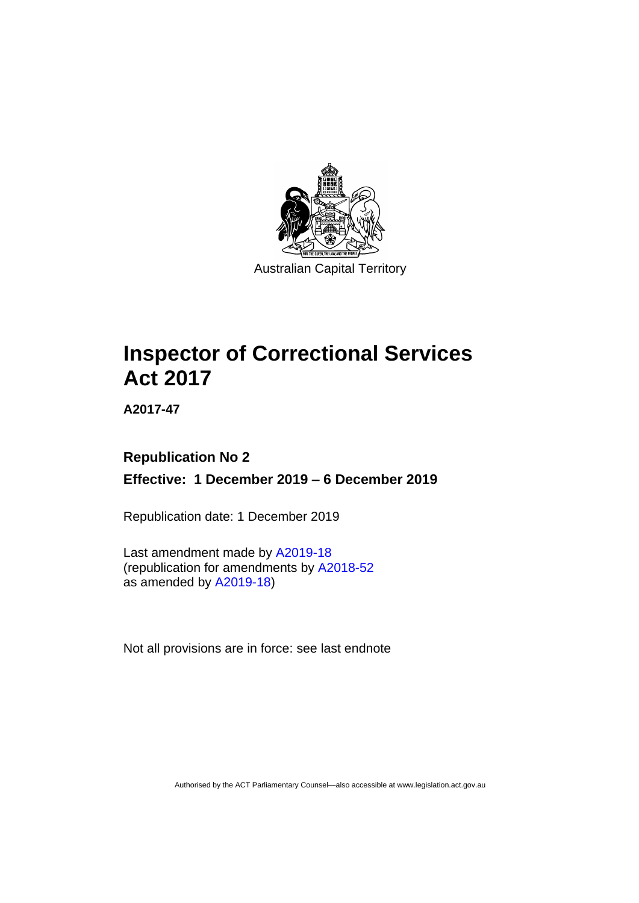Australian Capital Territory

# Inspector of Correctional Services Act 2017

**A2017-47**

**Republication No 2**

**Effective: 1 December 2019 – 6 December 2019**

Republication date: 1 December 2019

Last amendment made by A2019-18
(republication for amendments by A2018-52
as amended by A2019-18)

Not all provisions are in force: see last endnote

Authorised by the ACT Parliamentary Counsel—also accessible at www.legislation.act.gov.au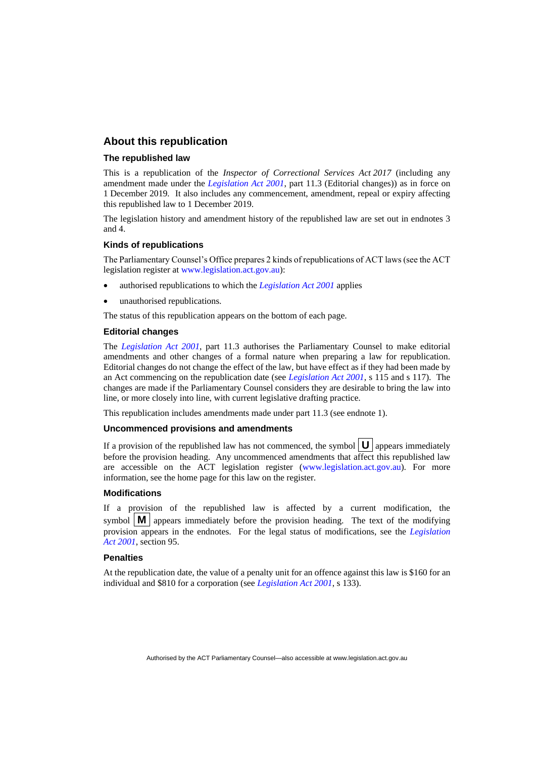## About this republication

### The republished law

This is a republication of the *Inspector of Correctional Services Act 2017* (including any amendment made under the *Legislation Act 2001*, part 11.3 (Editorial changes)) as in force on 1 December 2019. It also includes any commencement, amendment, repeal or expiry affecting this republished law to 1 December 2019.

The legislation history and amendment history of the republished law are set out in endnotes 3 and 4.

### Kinds of republications

The Parliamentary Counsel's Office prepares 2 kinds of republications of ACT laws (see the ACT legislation register at www.legislation.act.gov.au):

- authorised republications to which the *Legislation Act 2001* applies
- unauthorised republications.

The status of this republication appears on the bottom of each page.

### Editorial changes

The *Legislation Act 2001*, part 11.3 authorises the Parliamentary Counsel to make editorial amendments and other changes of a formal nature when preparing a law for republication. Editorial changes do not change the effect of the law, but have effect as if they had been made by an Act commencing on the republication date (see *Legislation Act 2001*, s 115 and s 117). The changes are made if the Parliamentary Counsel considers they are desirable to bring the law into line, or more closely into line, with current legislative drafting practice.

This republication includes amendments made under part 11.3 (see endnote 1).

### Uncommenced provisions and amendments

If a provision of the republished law has not commenced, the symbol **U** appears immediately before the provision heading. Any uncommenced amendments that affect this republished law are accessible on the ACT legislation register (www.legislation.act.gov.au). For more information, see the home page for this law on the register.

### Modifications

If a provision of the republished law is affected by a current modification, the symbol **M** appears immediately before the provision heading. The text of the modifying provision appears in the endnotes. For the legal status of modifications, see the *Legislation Act 2001*, section 95.

### Penalties

At the republication date, the value of a penalty unit for an offence against this law is $160 for an individual and $810 for a corporation (see *Legislation Act 2001*, s 133).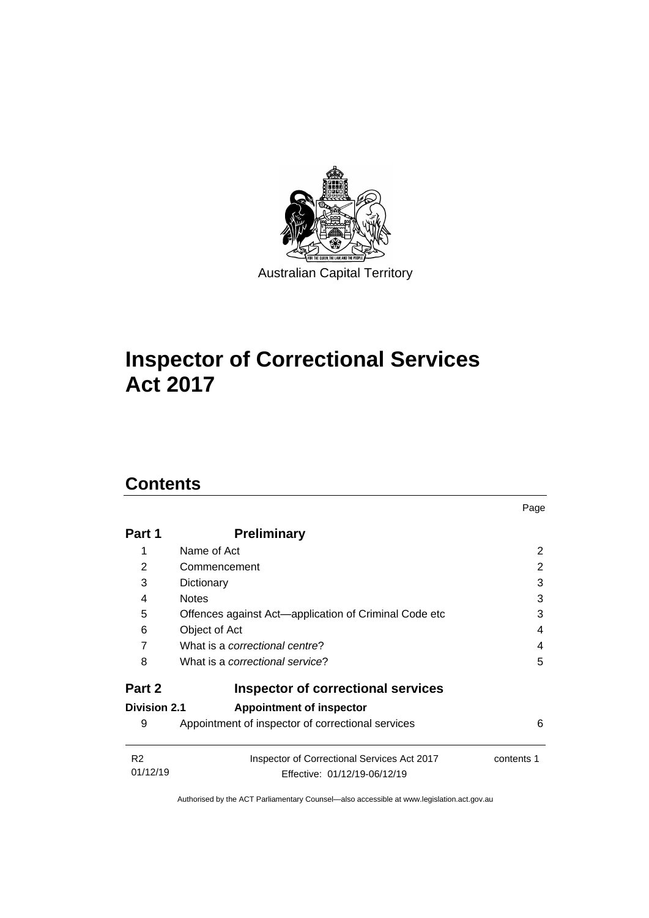Australian Capital Territory

# Inspector of Correctional Services Act 2017

## Contents

| | | Page |
|---|---|---|
| **Part 1** | **Preliminary** | |
| 1 | Name of Act | 2 |
| 2 | Commencement | 2 |
| 3 | Dictionary | 3 |
| 4 | Notes | 3 |
| 5 | Offences against Act—application of Criminal Code etc | 3 |
| 6 | Object of Act | 4 |
| 7 | What is a *correctional centre*? | 4 |
| 8 | What is a *correctional service*? | 5 |
| **Part 2** | **Inspector of correctional services** | |
| **Division 2.1** | **Appointment of inspector** | |
| 9 | Appointment of inspector of correctional services | 6 |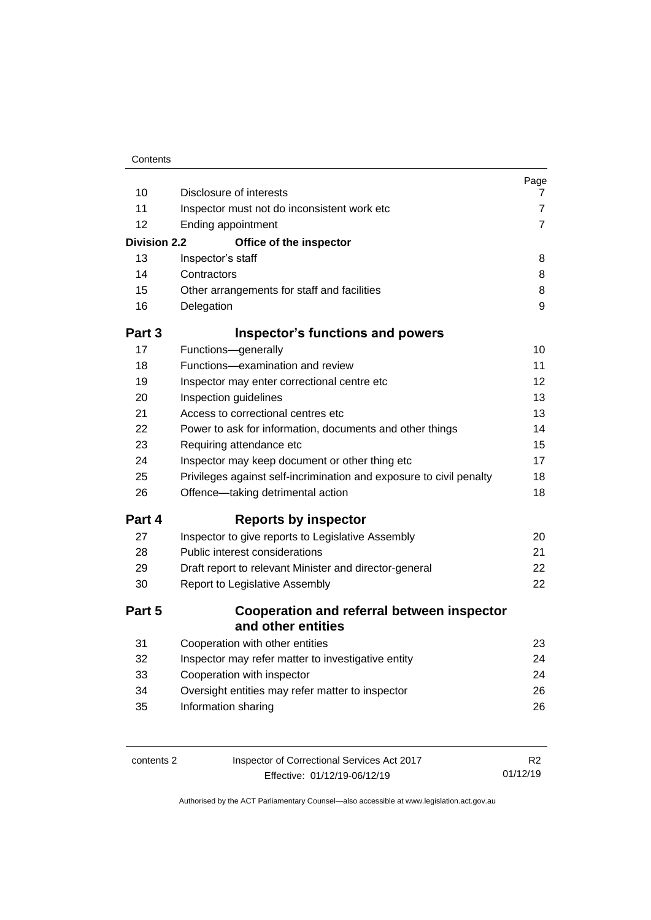| | | Page |
|---|---|---|
| 10 | Disclosure of interests | 7 |
| 11 | Inspector must not do inconsistent work etc | 7 |
| 12 | Ending appointment | 7 |
| **Division 2.2** | **Office of the inspector** | |
| 13 | Inspector's staff | 8 |
| 14 | Contractors | 8 |
| 15 | Other arrangements for staff and facilities | 8 |
| 16 | Delegation | 9 |
| **Part 3** | **Inspector's functions and powers** | |
| 17 | Functions—generally | 10 |
| 18 | Functions—examination and review | 11 |
| 19 | Inspector may enter correctional centre etc | 12 |
| 20 | Inspection guidelines | 13 |
| 21 | Access to correctional centres etc | 13 |
| 22 | Power to ask for information, documents and other things | 14 |
| 23 | Requiring attendance etc | 15 |
| 24 | Inspector may keep document or other thing etc | 17 |
| 25 | Privileges against self-incrimination and exposure to civil penalty | 18 |
| 26 | Offence—taking detrimental action | 18 |
| **Part 4** | **Reports by inspector** | |
| 27 | Inspector to give reports to Legislative Assembly | 20 |
| 28 | Public interest considerations | 21 |
| 29 | Draft report to relevant Minister and director-general | 22 |
| 30 | Report to Legislative Assembly | 22 |
| **Part 5** | **Cooperation and referral between inspector and other entities** | |
| 31 | Cooperation with other entities | 23 |
| 32 | Inspector may refer matter to investigative entity | 24 |
| 33 | Cooperation with inspector | 24 |
| 34 | Oversight entities may refer matter to inspector | 26 |
| 35 | Information sharing | 26 |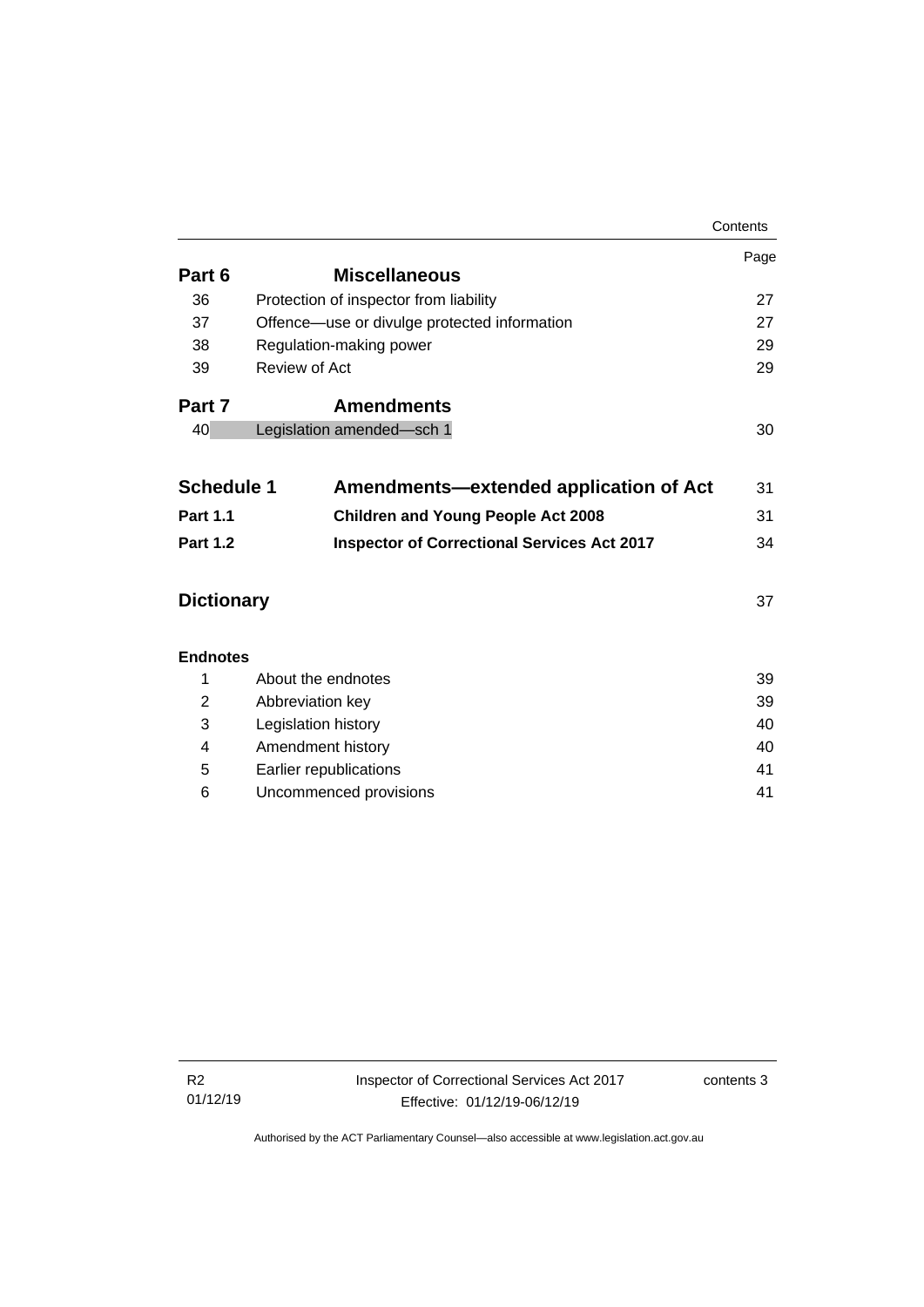| | | Page |
|---|---|---|
| **Part 6** | **Miscellaneous** | |
| 36 | Protection of inspector from liability | 27 |
| 37 | Offence—use or divulge protected information | 27 |
| 38 | Regulation-making power | 29 |
| 39 | Review of Act | 29 |
| **Part 7** | **Amendments** | |
| 40 | Legislation amended—sch 1 | 30 |
| **Schedule 1** | **Amendments—extended application of Act** | 31 |
| **Part 1.1** | **Children and Young People Act 2008** | 31 |
| **Part 1.2** | **Inspector of Correctional Services Act 2017** | 34 |
| **Dictionary** | | 37 |
| **Endnotes** | | |
| 1 | About the endnotes | 39 |
| 2 | Abbreviation key | 39 |
| 3 | Legislation history | 40 |
| 4 | Amendment history | 40 |
| 5 | Earlier republications | 41 |
| 6 | Uncommenced provisions | 41 |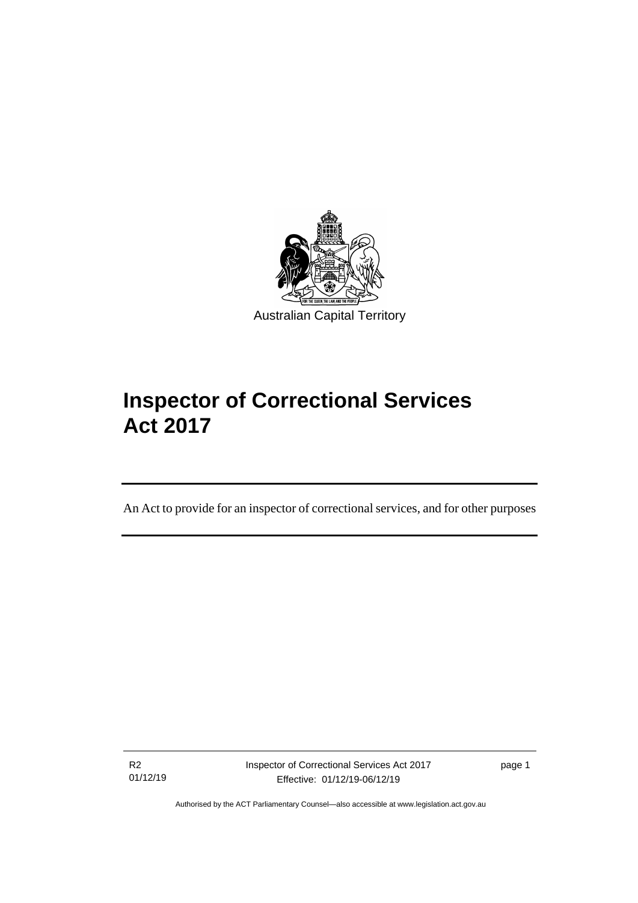Australian Capital Territory

# Inspector of Correctional Services Act 2017

An Act to provide for an inspector of correctional services, and for other purposes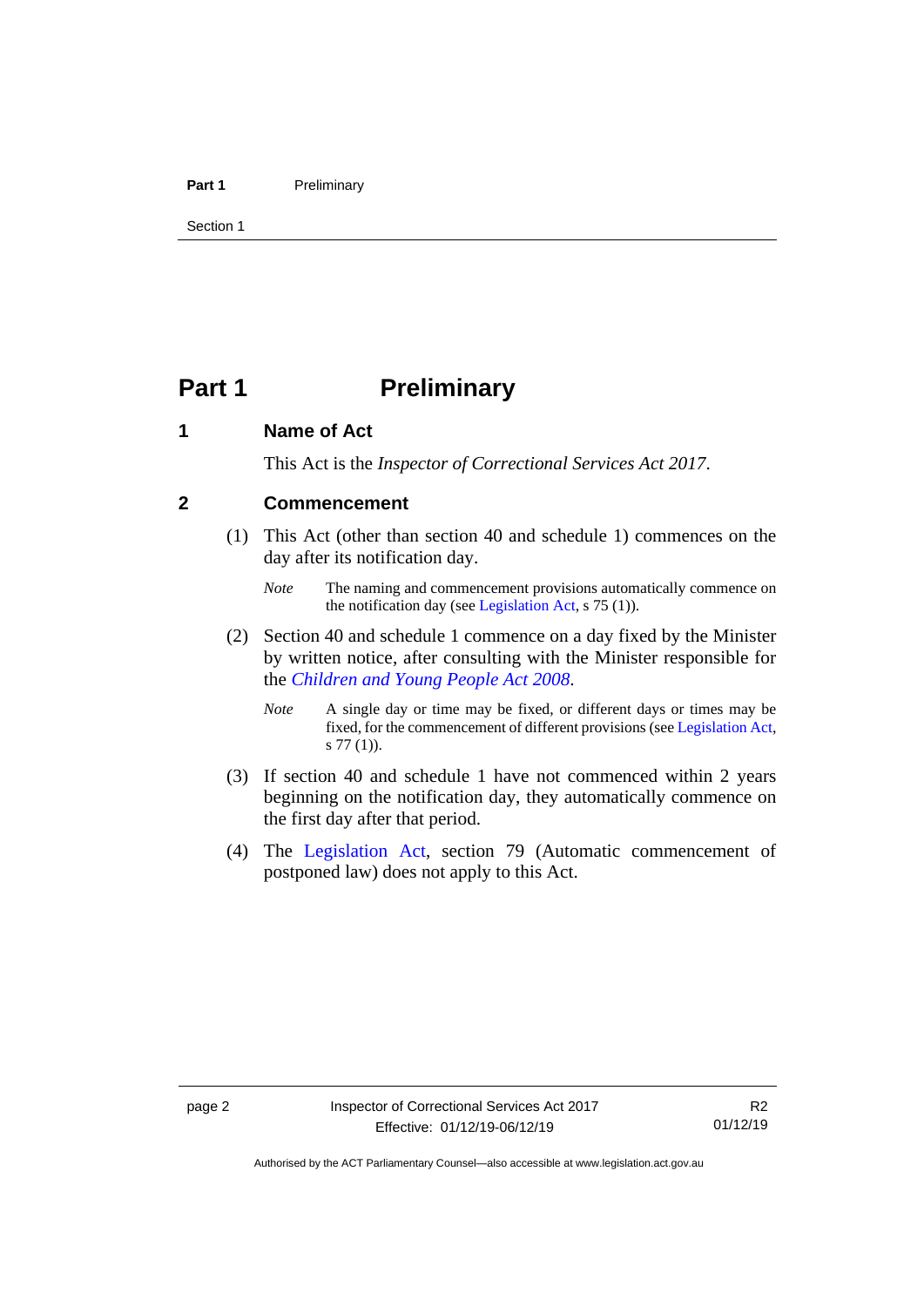# Part 1 Preliminary

## 1 Name of Act

This Act is the *Inspector of Correctional Services Act 2017*.

## 2 Commencement

(1) This Act (other than section 40 and schedule 1) commences on the day after its notification day.

*Note* The naming and commencement provisions automatically commence on the notification day (see Legislation Act, s 75 (1)).

(2) Section 40 and schedule 1 commence on a day fixed by the Minister by written notice, after consulting with the Minister responsible for the *Children and Young People Act 2008*.

*Note* A single day or time may be fixed, or different days or times may be fixed, for the commencement of different provisions (see Legislation Act, s 77 (1)).

(3) If section 40 and schedule 1 have not commenced within 2 years beginning on the notification day, they automatically commence on the first day after that period.

(4) The Legislation Act, section 79 (Automatic commencement of postponed law) does not apply to this Act.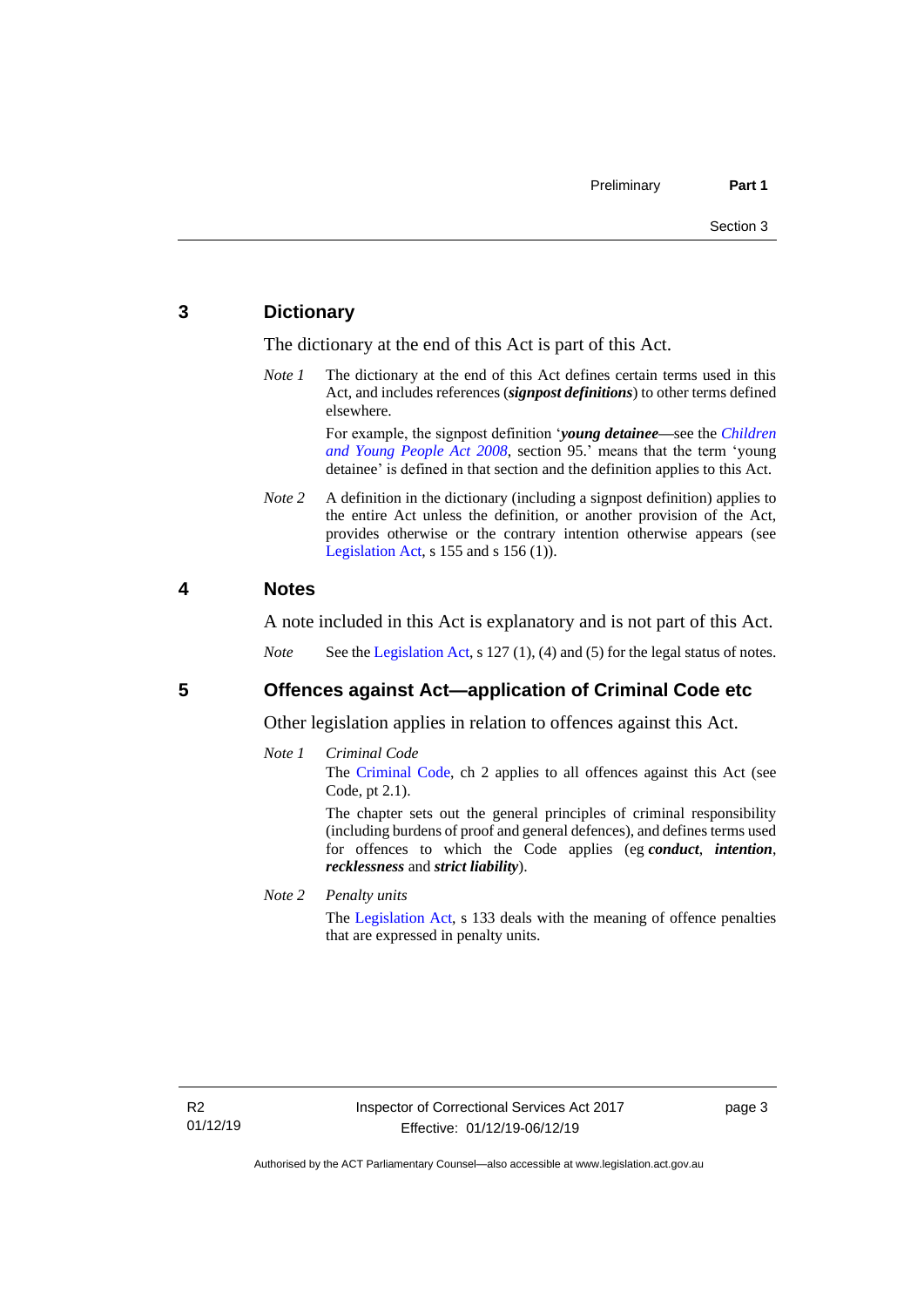## 3 Dictionary

The dictionary at the end of this Act is part of this Act.

*Note 1* The dictionary at the end of this Act defines certain terms used in this Act, and includes references (***signpost definitions***) to other terms defined elsewhere.

For example, the signpost definition '***young detainee***—see the *Children and Young People Act 2008*, section 95.' means that the term 'young detainee' is defined in that section and the definition applies to this Act.

*Note 2* A definition in the dictionary (including a signpost definition) applies to the entire Act unless the definition, or another provision of the Act, provides otherwise or the contrary intention otherwise appears (see Legislation Act, s 155 and s 156 (1)).

## 4 Notes

A note included in this Act is explanatory and is not part of this Act.

*Note* See the Legislation Act, s 127 (1), (4) and (5) for the legal status of notes.

## 5 Offences against Act—application of Criminal Code etc

Other legislation applies in relation to offences against this Act.

*Note 1* *Criminal Code*

The Criminal Code, ch 2 applies to all offences against this Act (see Code, pt 2.1).

The chapter sets out the general principles of criminal responsibility (including burdens of proof and general defences), and defines terms used for offences to which the Code applies (eg ***conduct***, ***intention***, ***recklessness*** and ***strict liability***).

*Note 2* *Penalty units*

The Legislation Act, s 133 deals with the meaning of offence penalties that are expressed in penalty units.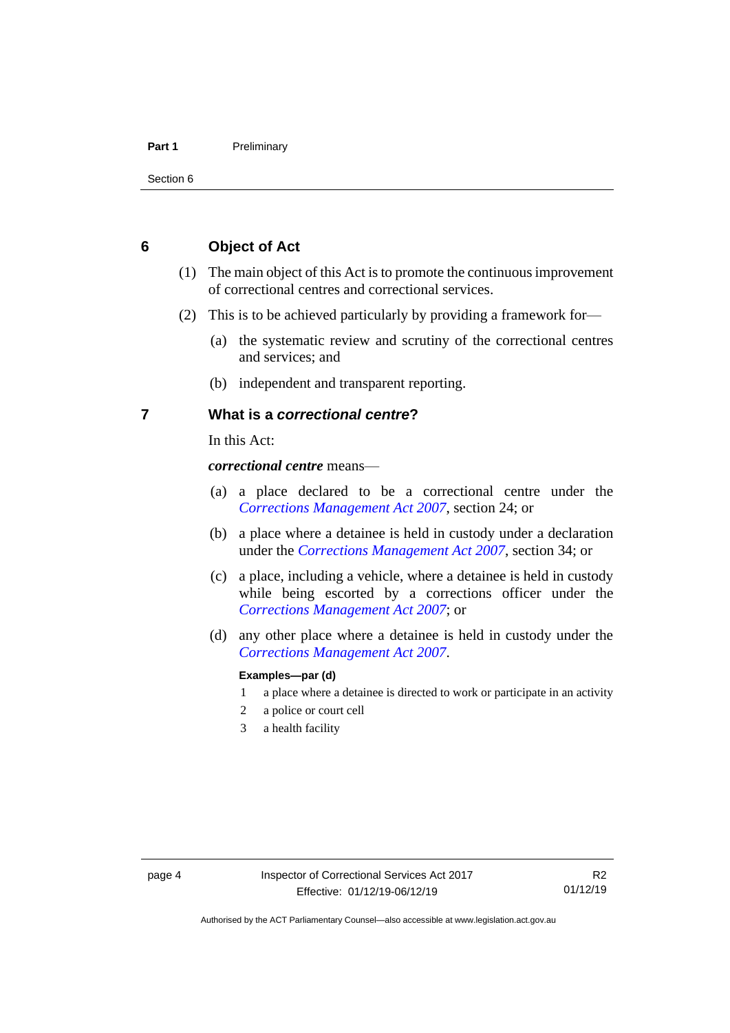## 6 Object of Act

(1) The main object of this Act is to promote the continuous improvement of correctional centres and correctional services.

(2) This is to be achieved particularly by providing a framework for—

(a) the systematic review and scrutiny of the correctional centres and services; and

(b) independent and transparent reporting.

## 7 What is a *correctional centre*?

In this Act:

***correctional centre*** means—

(a) a place declared to be a correctional centre under the *Corrections Management Act 2007*, section 24; or

(b) a place where a detainee is held in custody under a declaration under the *Corrections Management Act 2007*, section 34; or

(c) a place, including a vehicle, where a detainee is held in custody while being escorted by a corrections officer under the *Corrections Management Act 2007*; or

(d) any other place where a detainee is held in custody under the *Corrections Management Act 2007*.

**Examples—par (d)**

1 a place where a detainee is directed to work or participate in an activity
2 a police or court cell
3 a health facility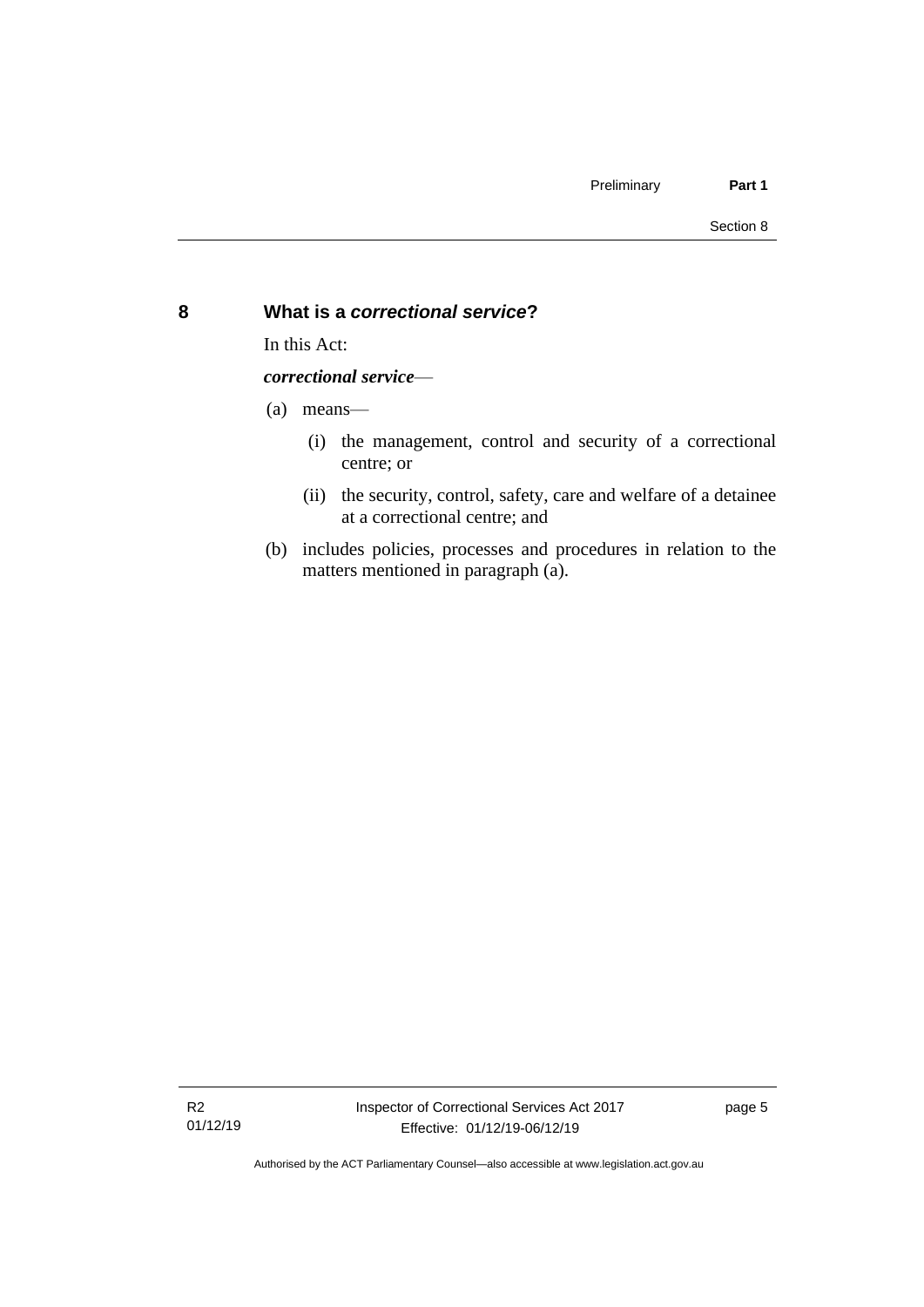## 8 What is a *correctional service*?

In this Act:

***correctional service***—

(a) means—

  (i) the management, control and security of a correctional centre; or

  (ii) the security, control, safety, care and welfare of a detainee at a correctional centre; and

(b) includes policies, processes and procedures in relation to the matters mentioned in paragraph (a).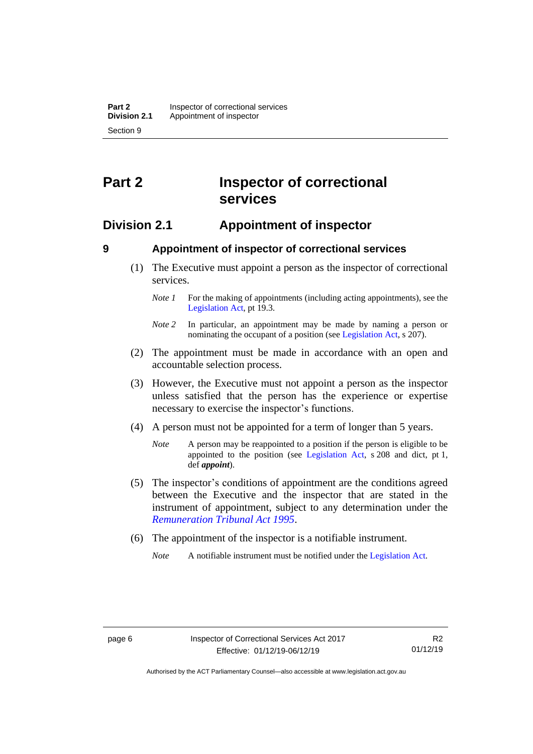# Part 2 Inspector of correctional services

## Division 2.1 Appointment of inspector

### 9 Appointment of inspector of correctional services

(1) The Executive must appoint a person as the inspector of correctional services.

*Note 1* For the making of appointments (including acting appointments), see the Legislation Act, pt 19.3.

*Note 2* In particular, an appointment may be made by naming a person or nominating the occupant of a position (see Legislation Act, s 207).

(2) The appointment must be made in accordance with an open and accountable selection process.

(3) However, the Executive must not appoint a person as the inspector unless satisfied that the person has the experience or expertise necessary to exercise the inspector's functions.

(4) A person must not be appointed for a term of longer than 5 years.

*Note* A person may be reappointed to a position if the person is eligible to be appointed to the position (see Legislation Act, s 208 and dict, pt 1, def ***appoint***).

(5) The inspector's conditions of appointment are the conditions agreed between the Executive and the inspector that are stated in the instrument of appointment, subject to any determination under the *Remuneration Tribunal Act 1995*.

(6) The appointment of the inspector is a notifiable instrument.

*Note* A notifiable instrument must be notified under the Legislation Act.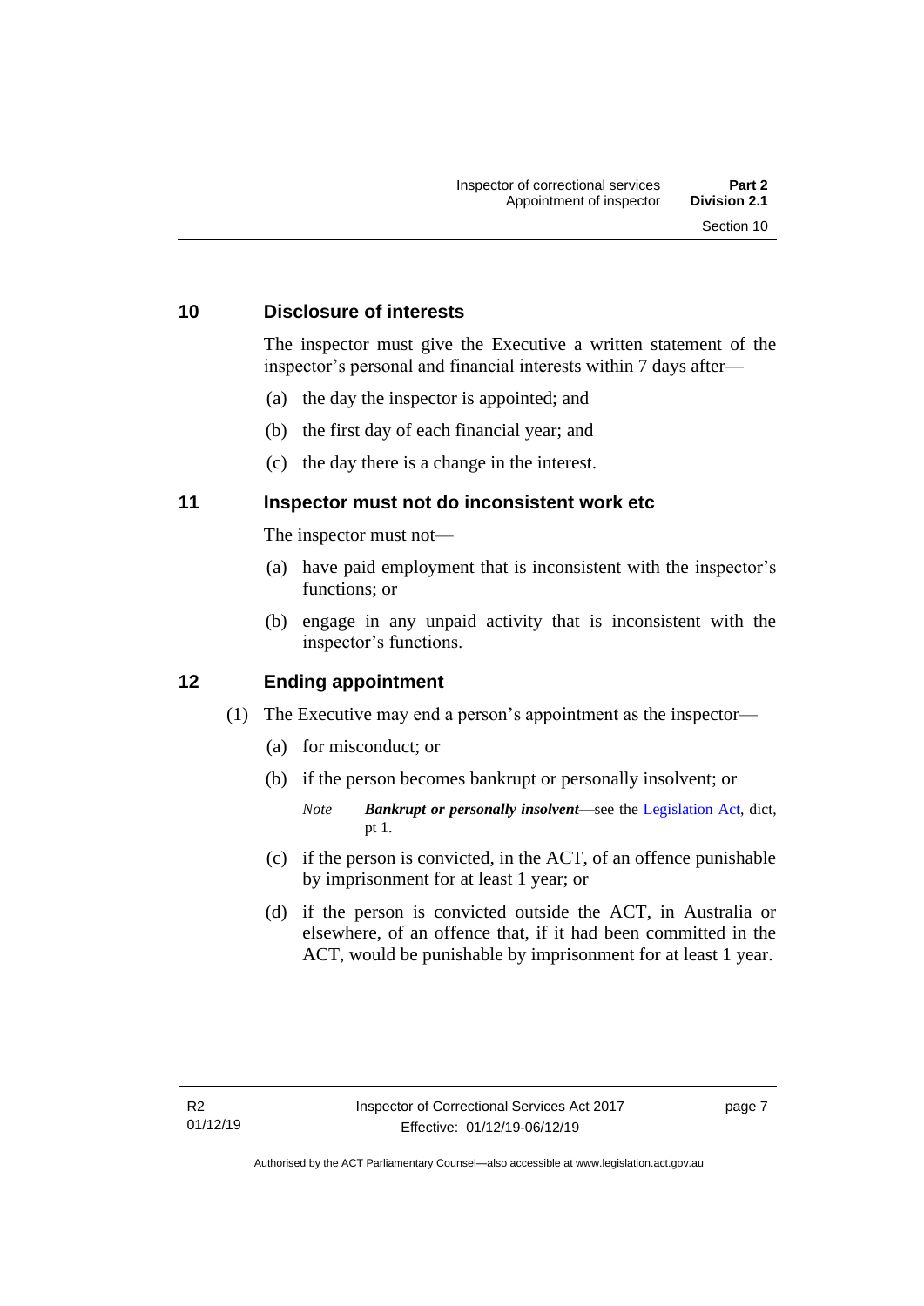## 10 Disclosure of interests

The inspector must give the Executive a written statement of the inspector's personal and financial interests within 7 days after—

(a) the day the inspector is appointed; and

(b) the first day of each financial year; and

(c) the day there is a change in the interest.

## 11 Inspector must not do inconsistent work etc

The inspector must not—

(a) have paid employment that is inconsistent with the inspector's functions; or

(b) engage in any unpaid activity that is inconsistent with the inspector's functions.

## 12 Ending appointment

(1) The Executive may end a person's appointment as the inspector—

(a) for misconduct; or

(b) if the person becomes bankrupt or personally insolvent; or

*Note* ***Bankrupt or personally insolvent***—see the Legislation Act, dict, pt 1.

(c) if the person is convicted, in the ACT, of an offence punishable by imprisonment for at least 1 year; or

(d) if the person is convicted outside the ACT, in Australia or elsewhere, of an offence that, if it had been committed in the ACT, would be punishable by imprisonment for at least 1 year.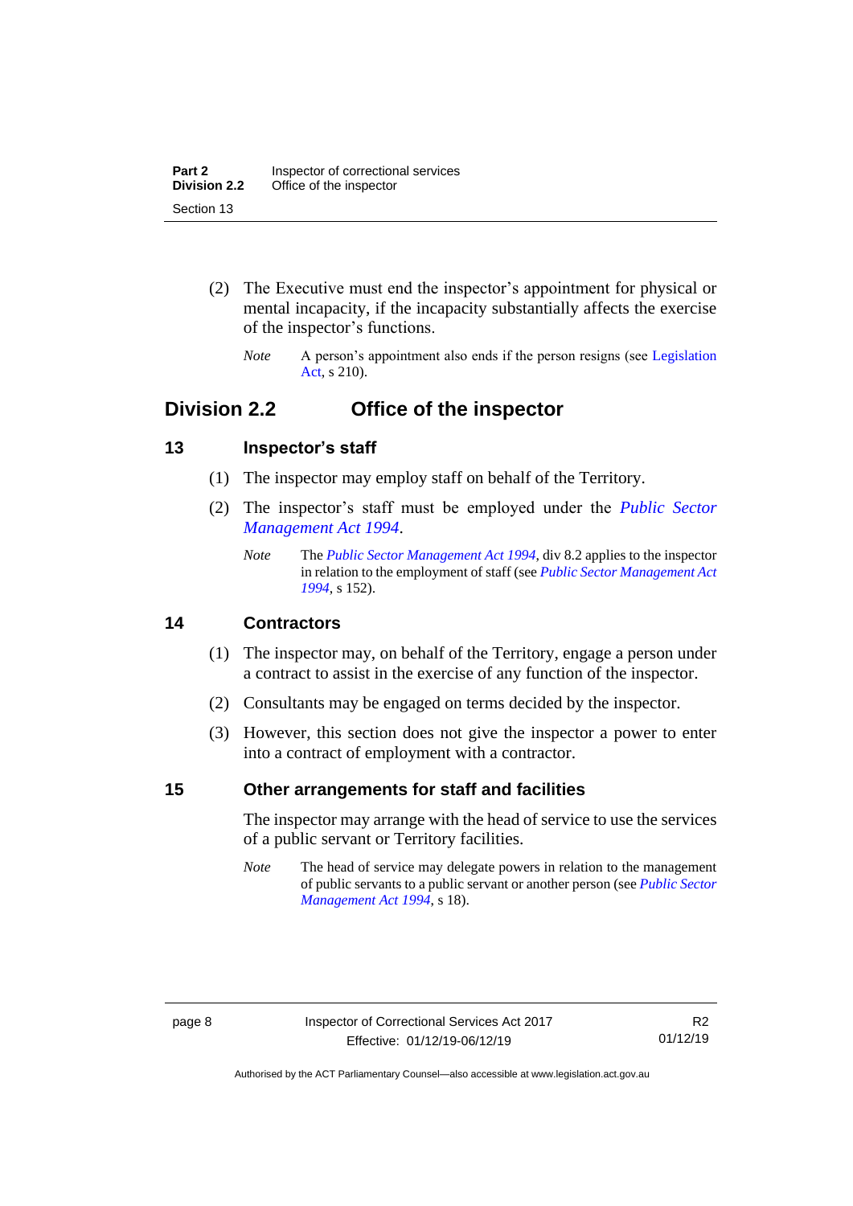(2) The Executive must end the inspector's appointment for physical or mental incapacity, if the incapacity substantially affects the exercise of the inspector's functions.

*Note* A person's appointment also ends if the person resigns (see Legislation Act, s 210).

## Division 2.2 Office of the inspector

### 13 Inspector's staff

(1) The inspector may employ staff on behalf of the Territory.

(2) The inspector's staff must be employed under the *Public Sector Management Act 1994*.

*Note* The *Public Sector Management Act 1994*, div 8.2 applies to the inspector in relation to the employment of staff (see *Public Sector Management Act 1994*, s 152).

### 14 Contractors

(1) The inspector may, on behalf of the Territory, engage a person under a contract to assist in the exercise of any function of the inspector.

(2) Consultants may be engaged on terms decided by the inspector.

(3) However, this section does not give the inspector a power to enter into a contract of employment with a contractor.

### 15 Other arrangements for staff and facilities

The inspector may arrange with the head of service to use the services of a public servant or Territory facilities.

*Note* The head of service may delegate powers in relation to the management of public servants to a public servant or another person (see *Public Sector Management Act 1994*, s 18).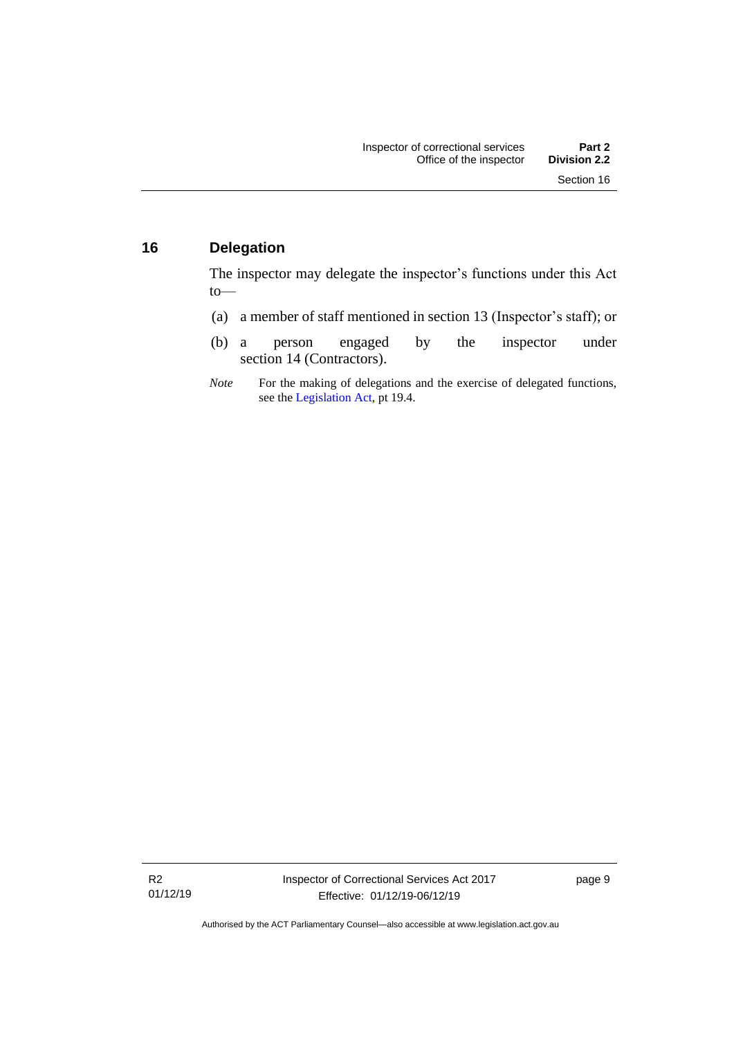## 16 Delegation

The inspector may delegate the inspector's functions under this Act to—

(a) a member of staff mentioned in section 13 (Inspector's staff); or

(b) a person engaged by the inspector under section 14 (Contractors).

*Note* For the making of delegations and the exercise of delegated functions, see the Legislation Act, pt 19.4.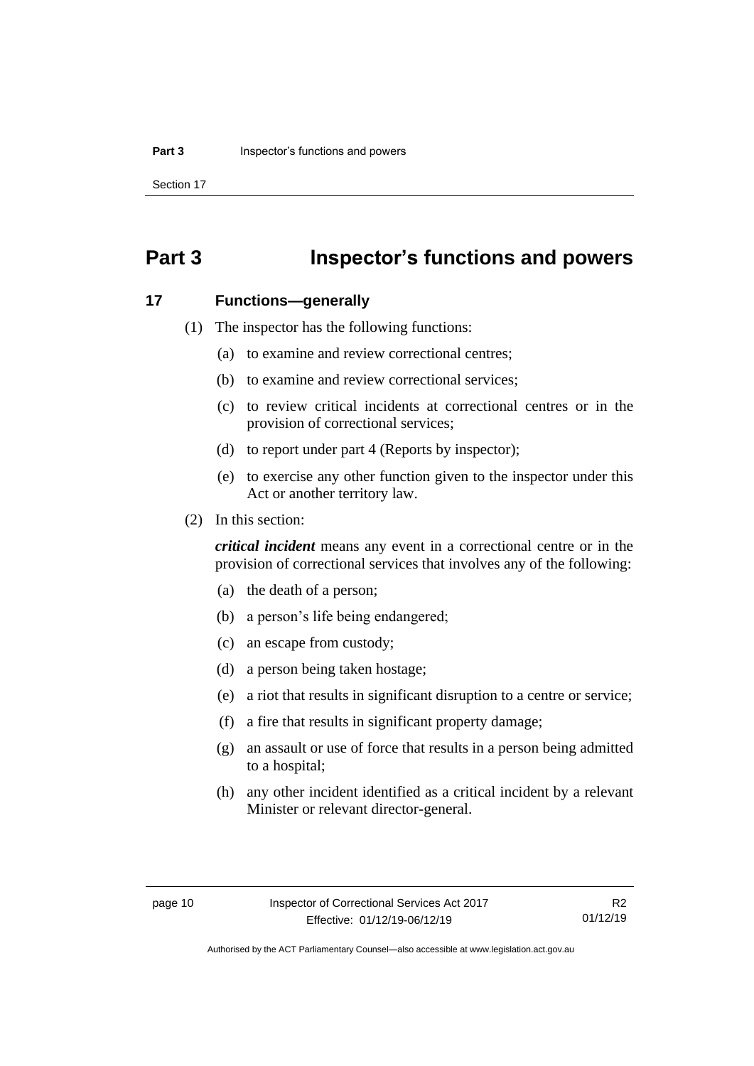# Part 3 Inspector's functions and powers

## 17 Functions—generally

(1) The inspector has the following functions:

(a) to examine and review correctional centres;

(b) to examine and review correctional services;

(c) to review critical incidents at correctional centres or in the provision of correctional services;

(d) to report under part 4 (Reports by inspector);

(e) to exercise any other function given to the inspector under this Act or another territory law.

(2) In this section:

***critical incident*** means any event in a correctional centre or in the provision of correctional services that involves any of the following:

(a) the death of a person;

(b) a person's life being endangered;

(c) an escape from custody;

(d) a person being taken hostage;

(e) a riot that results in significant disruption to a centre or service;

(f) a fire that results in significant property damage;

(g) an assault or use of force that results in a person being admitted to a hospital;

(h) any other incident identified as a critical incident by a relevant Minister or relevant director-general.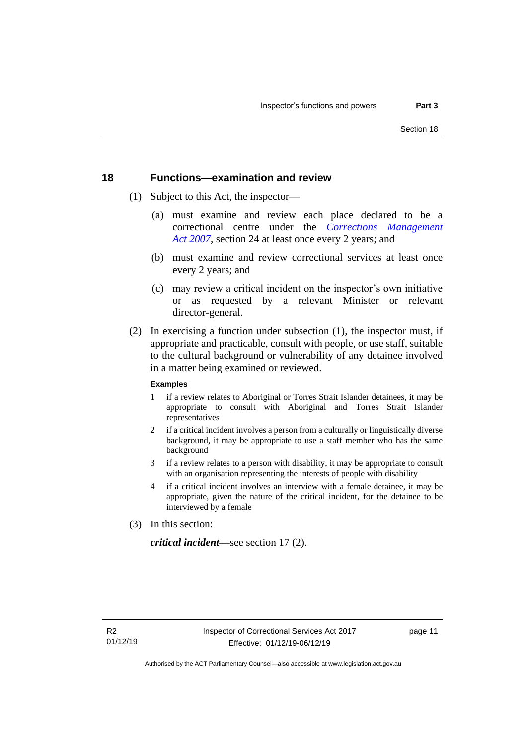## 18 Functions—examination and review

(1) Subject to this Act, the inspector—

(a) must examine and review each place declared to be a correctional centre under the *Corrections Management Act 2007*, section 24 at least once every 2 years; and

(b) must examine and review correctional services at least once every 2 years; and

(c) may review a critical incident on the inspector's own initiative or as requested by a relevant Minister or relevant director-general.

(2) In exercising a function under subsection (1), the inspector must, if appropriate and practicable, consult with people, or use staff, suitable to the cultural background or vulnerability of any detainee involved in a matter being examined or reviewed.

**Examples**

1 if a review relates to Aboriginal or Torres Strait Islander detainees, it may be appropriate to consult with Aboriginal and Torres Strait Islander representatives

2 if a critical incident involves a person from a culturally or linguistically diverse background, it may be appropriate to use a staff member who has the same background

3 if a review relates to a person with disability, it may be appropriate to consult with an organisation representing the interests of people with disability

4 if a critical incident involves an interview with a female detainee, it may be appropriate, given the nature of the critical incident, for the detainee to be interviewed by a female

(3) In this section:

***critical incident***—see section 17 (2).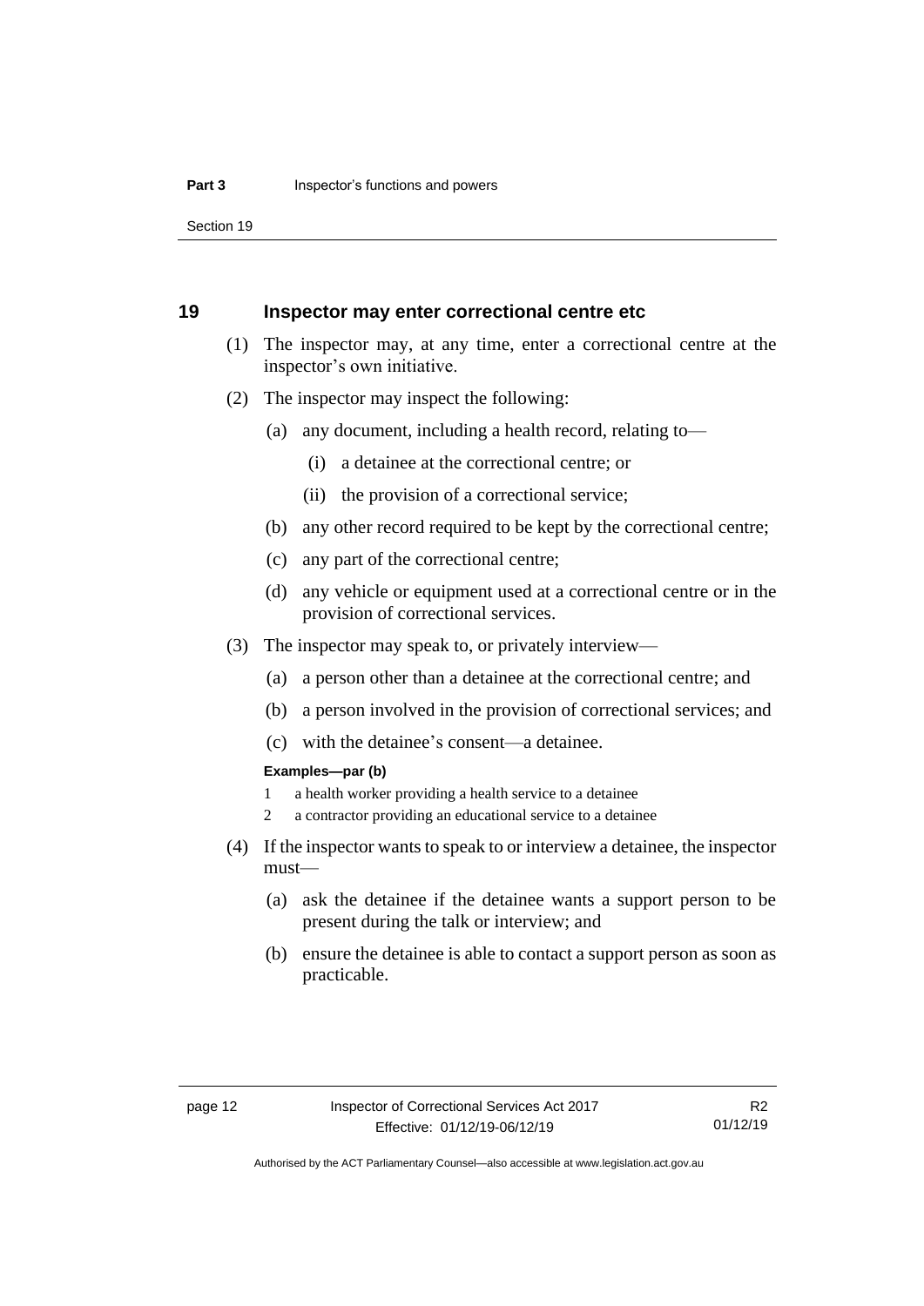## 19 Inspector may enter correctional centre etc

(1) The inspector may, at any time, enter a correctional centre at the inspector's own initiative.

(2) The inspector may inspect the following:

  (a) any document, including a health record, relating to—

    (i) a detainee at the correctional centre; or

    (ii) the provision of a correctional service;

  (b) any other record required to be kept by the correctional centre;

  (c) any part of the correctional centre;

  (d) any vehicle or equipment used at a correctional centre or in the provision of correctional services.

(3) The inspector may speak to, or privately interview—

  (a) a person other than a detainee at the correctional centre; and

  (b) a person involved in the provision of correctional services; and

  (c) with the detainee's consent—a detainee.

**Examples—par (b)**

1 a health worker providing a health service to a detainee

2 a contractor providing an educational service to a detainee

(4) If the inspector wants to speak to or interview a detainee, the inspector must—

  (a) ask the detainee if the detainee wants a support person to be present during the talk or interview; and

  (b) ensure the detainee is able to contact a support person as soon as practicable.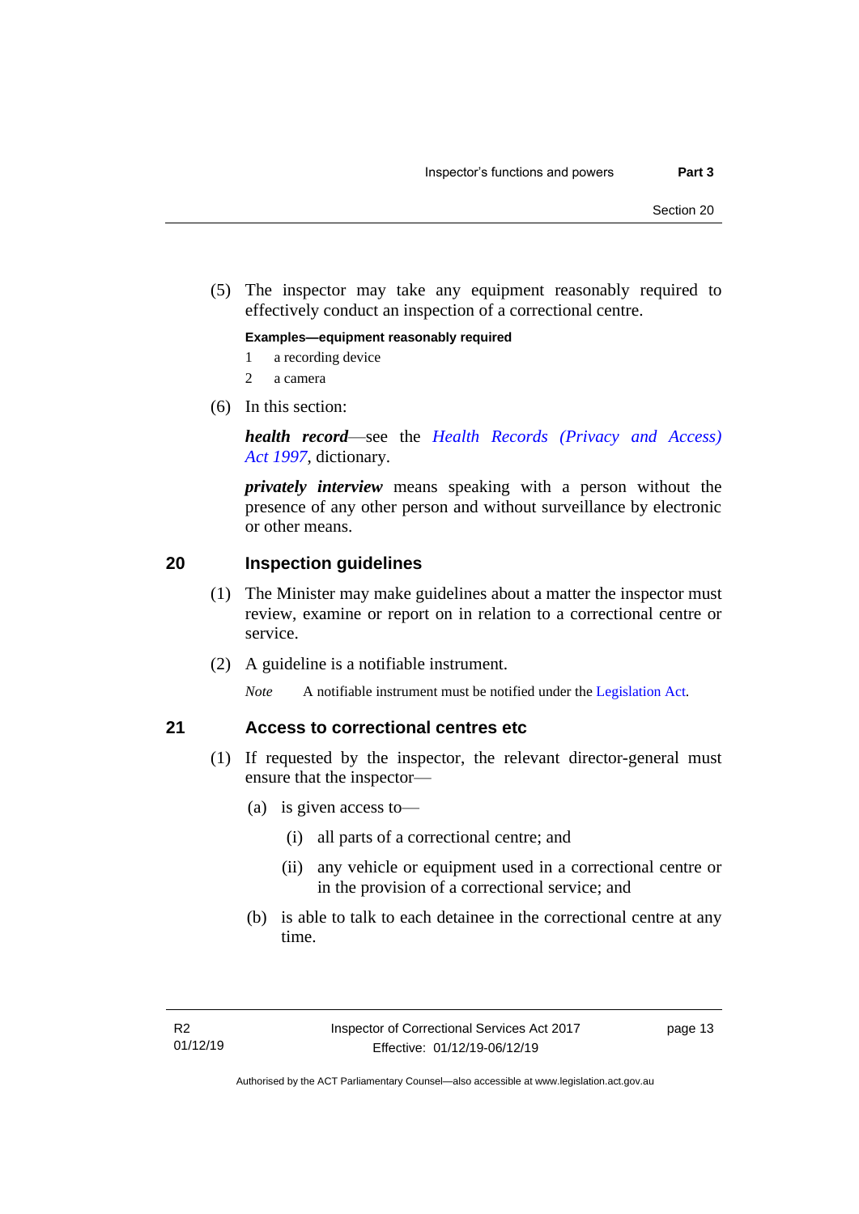(5) The inspector may take any equipment reasonably required to effectively conduct an inspection of a correctional centre.

**Examples—equipment reasonably required**

1 a recording device

2 a camera

(6) In this section:

***health record***—see the *Health Records (Privacy and Access) Act 1997*, dictionary.

***privately interview*** means speaking with a person without the presence of any other person and without surveillance by electronic or other means.

## 20 Inspection guidelines

(1) The Minister may make guidelines about a matter the inspector must review, examine or report on in relation to a correctional centre or service.

(2) A guideline is a notifiable instrument.

*Note* A notifiable instrument must be notified under the Legislation Act.

## 21 Access to correctional centres etc

(1) If requested by the inspector, the relevant director-general must ensure that the inspector—

(a) is given access to—

(i) all parts of a correctional centre; and

(ii) any vehicle or equipment used in a correctional centre or in the provision of a correctional service; and

(b) is able to talk to each detainee in the correctional centre at any time.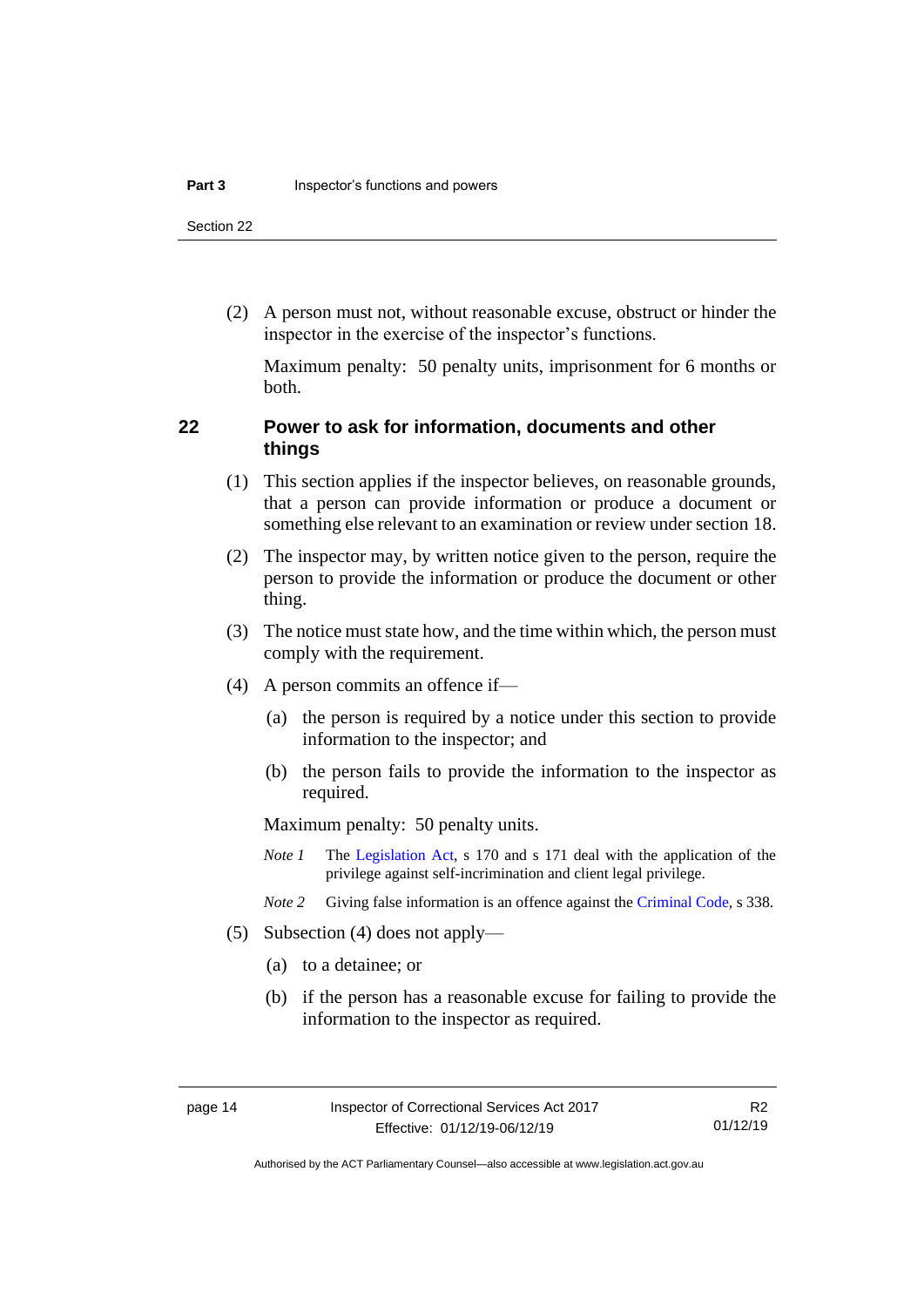(2) A person must not, without reasonable excuse, obstruct or hinder the inspector in the exercise of the inspector's functions.

Maximum penalty: 50 penalty units, imprisonment for 6 months or both.

## 22 Power to ask for information, documents and other things

(1) This section applies if the inspector believes, on reasonable grounds, that a person can provide information or produce a document or something else relevant to an examination or review under section 18.

(2) The inspector may, by written notice given to the person, require the person to provide the information or produce the document or other thing.

(3) The notice must state how, and the time within which, the person must comply with the requirement.

(4) A person commits an offence if—

(a) the person is required by a notice under this section to provide information to the inspector; and

(b) the person fails to provide the information to the inspector as required.

Maximum penalty: 50 penalty units.

*Note 1* The Legislation Act, s 170 and s 171 deal with the application of the privilege against self-incrimination and client legal privilege.

*Note 2* Giving false information is an offence against the Criminal Code, s 338.

(5) Subsection (4) does not apply—

(a) to a detainee; or

(b) if the person has a reasonable excuse for failing to provide the information to the inspector as required.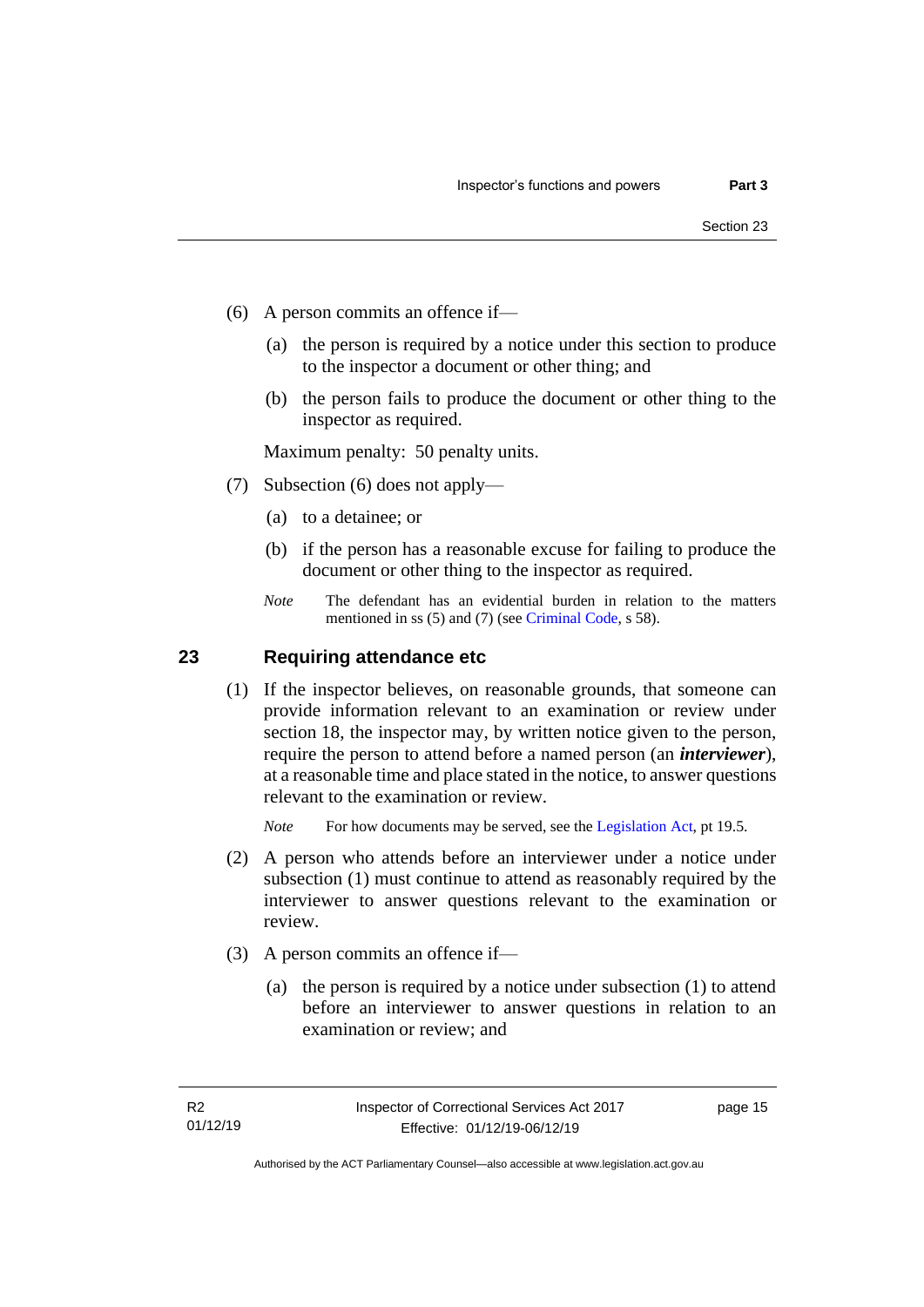(6) A person commits an offence if—

(a) the person is required by a notice under this section to produce to the inspector a document or other thing; and

(b) the person fails to produce the document or other thing to the inspector as required.

Maximum penalty: 50 penalty units.

(7) Subsection (6) does not apply—

(a) to a detainee; or

(b) if the person has a reasonable excuse for failing to produce the document or other thing to the inspector as required.

*Note* The defendant has an evidential burden in relation to the matters mentioned in ss (5) and (7) (see Criminal Code, s 58).

## 23 Requiring attendance etc

(1) If the inspector believes, on reasonable grounds, that someone can provide information relevant to an examination or review under section 18, the inspector may, by written notice given to the person, require the person to attend before a named person (an ***interviewer***), at a reasonable time and place stated in the notice, to answer questions relevant to the examination or review.

*Note* For how documents may be served, see the Legislation Act, pt 19.5.

(2) A person who attends before an interviewer under a notice under subsection (1) must continue to attend as reasonably required by the interviewer to answer questions relevant to the examination or review.

(3) A person commits an offence if—

(a) the person is required by a notice under subsection (1) to attend before an interviewer to answer questions in relation to an examination or review; and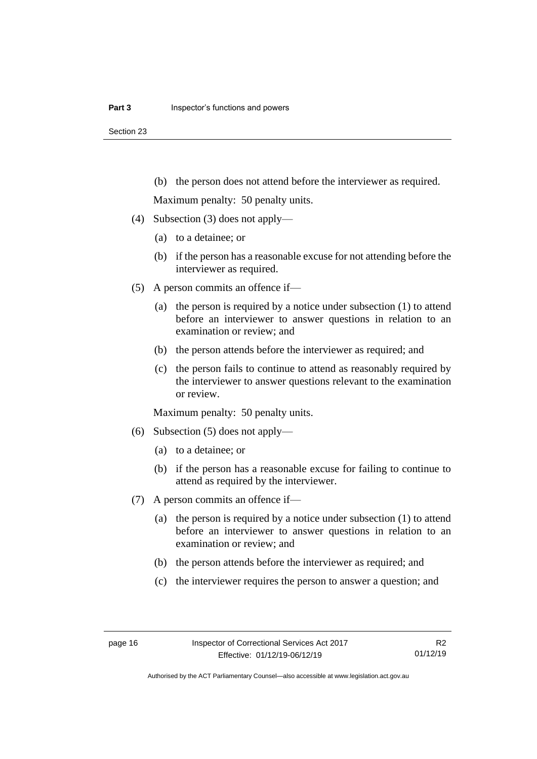(b) the person does not attend before the interviewer as required.

Maximum penalty: 50 penalty units.

(4) Subsection (3) does not apply—

(a) to a detainee; or

(b) if the person has a reasonable excuse for not attending before the interviewer as required.

(5) A person commits an offence if—

(a) the person is required by a notice under subsection (1) to attend before an interviewer to answer questions in relation to an examination or review; and

(b) the person attends before the interviewer as required; and

(c) the person fails to continue to attend as reasonably required by the interviewer to answer questions relevant to the examination or review.

Maximum penalty: 50 penalty units.

(6) Subsection (5) does not apply—

(a) to a detainee; or

(b) if the person has a reasonable excuse for failing to continue to attend as required by the interviewer.

(7) A person commits an offence if—

(a) the person is required by a notice under subsection (1) to attend before an interviewer to answer questions in relation to an examination or review; and

(b) the person attends before the interviewer as required; and

(c) the interviewer requires the person to answer a question; and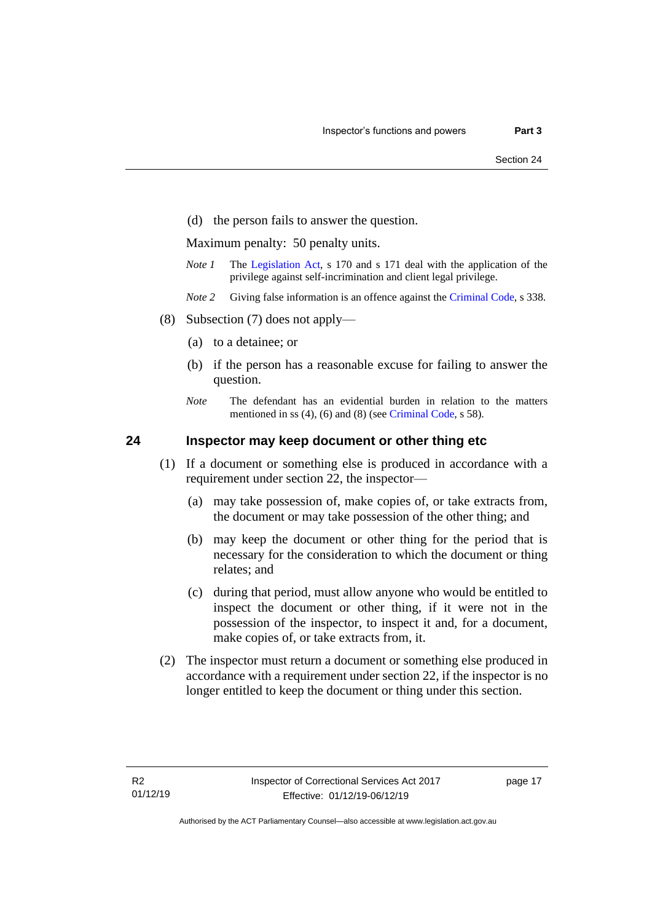(d) the person fails to answer the question.

Maximum penalty: 50 penalty units.

*Note 1* The Legislation Act, s 170 and s 171 deal with the application of the privilege against self-incrimination and client legal privilege.

*Note 2* Giving false information is an offence against the Criminal Code, s 338.

(8) Subsection (7) does not apply—

(a) to a detainee; or

(b) if the person has a reasonable excuse for failing to answer the question.

*Note* The defendant has an evidential burden in relation to the matters mentioned in ss (4), (6) and (8) (see Criminal Code, s 58).

## 24 Inspector may keep document or other thing etc

(1) If a document or something else is produced in accordance with a requirement under section 22, the inspector—

(a) may take possession of, make copies of, or take extracts from, the document or may take possession of the other thing; and

(b) may keep the document or other thing for the period that is necessary for the consideration to which the document or thing relates; and

(c) during that period, must allow anyone who would be entitled to inspect the document or other thing, if it were not in the possession of the inspector, to inspect it and, for a document, make copies of, or take extracts from, it.

(2) The inspector must return a document or something else produced in accordance with a requirement under section 22, if the inspector is no longer entitled to keep the document or thing under this section.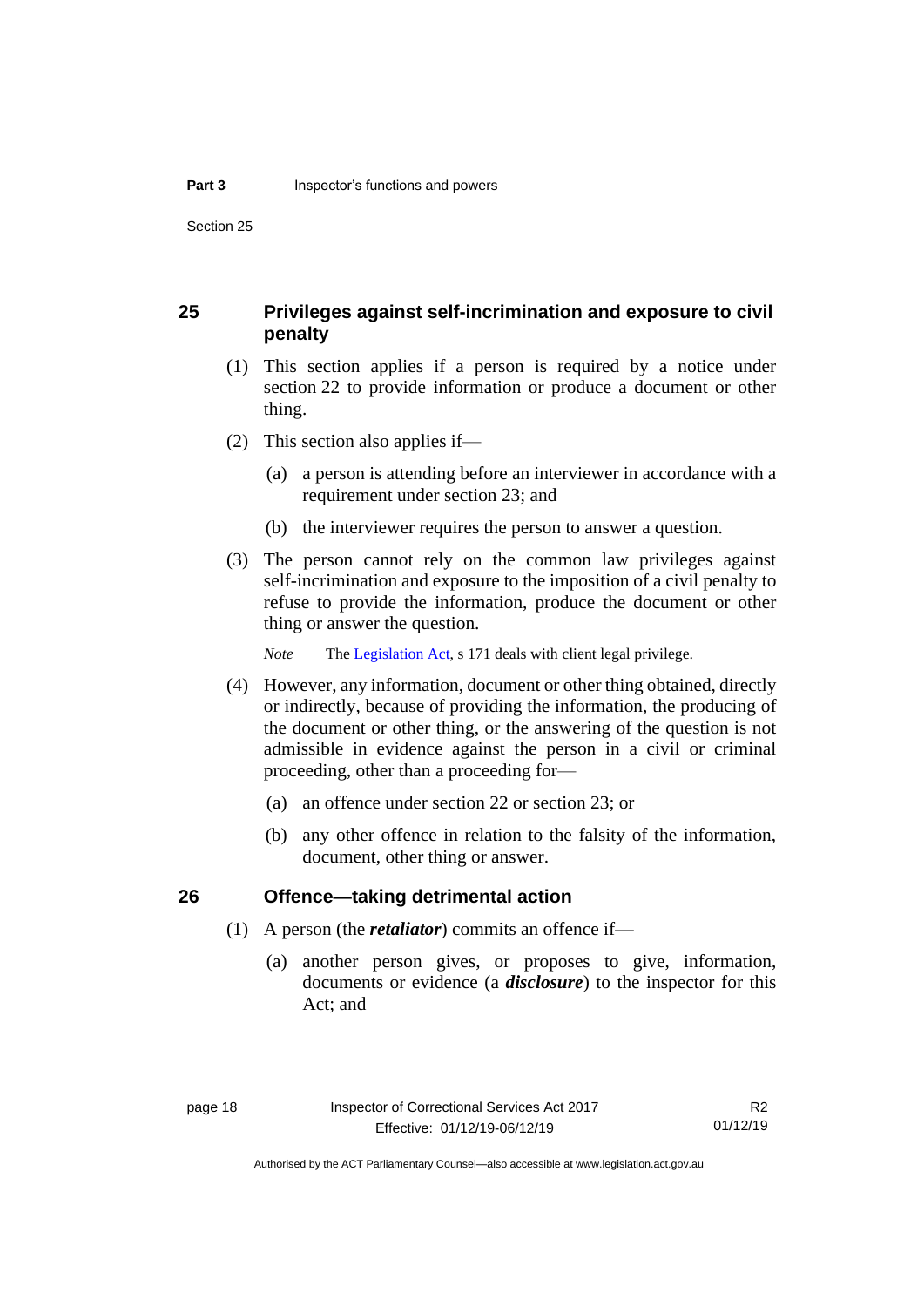## 25 Privileges against self-incrimination and exposure to civil penalty

(1) This section applies if a person is required by a notice under section 22 to provide information or produce a document or other thing.

(2) This section also applies if—

(a) a person is attending before an interviewer in accordance with a requirement under section 23; and

(b) the interviewer requires the person to answer a question.

(3) The person cannot rely on the common law privileges against self-incrimination and exposure to the imposition of a civil penalty to refuse to provide the information, produce the document or other thing or answer the question.

*Note* The Legislation Act, s 171 deals with client legal privilege.

(4) However, any information, document or other thing obtained, directly or indirectly, because of providing the information, the producing of the document or other thing, or the answering of the question is not admissible in evidence against the person in a civil or criminal proceeding, other than a proceeding for—

(a) an offence under section 22 or section 23; or

(b) any other offence in relation to the falsity of the information, document, other thing or answer.

## 26 Offence—taking detrimental action

(1) A person (the ***retaliator***) commits an offence if—

(a) another person gives, or proposes to give, information, documents or evidence (a ***disclosure***) to the inspector for this Act; and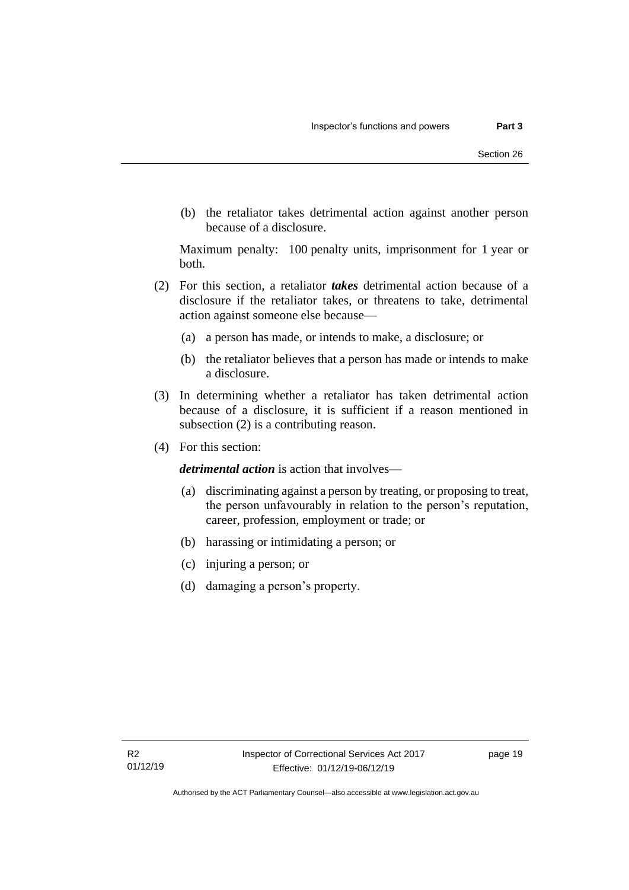(b) the retaliator takes detrimental action against another person because of a disclosure.

Maximum penalty: 100 penalty units, imprisonment for 1 year or both.

(2) For this section, a retaliator ***takes*** detrimental action because of a disclosure if the retaliator takes, or threatens to take, detrimental action against someone else because—

(a) a person has made, or intends to make, a disclosure; or

(b) the retaliator believes that a person has made or intends to make a disclosure.

(3) In determining whether a retaliator has taken detrimental action because of a disclosure, it is sufficient if a reason mentioned in subsection (2) is a contributing reason.

(4) For this section:

***detrimental action*** is action that involves—

(a) discriminating against a person by treating, or proposing to treat, the person unfavourably in relation to the person's reputation, career, profession, employment or trade; or

(b) harassing or intimidating a person; or

(c) injuring a person; or

(d) damaging a person's property.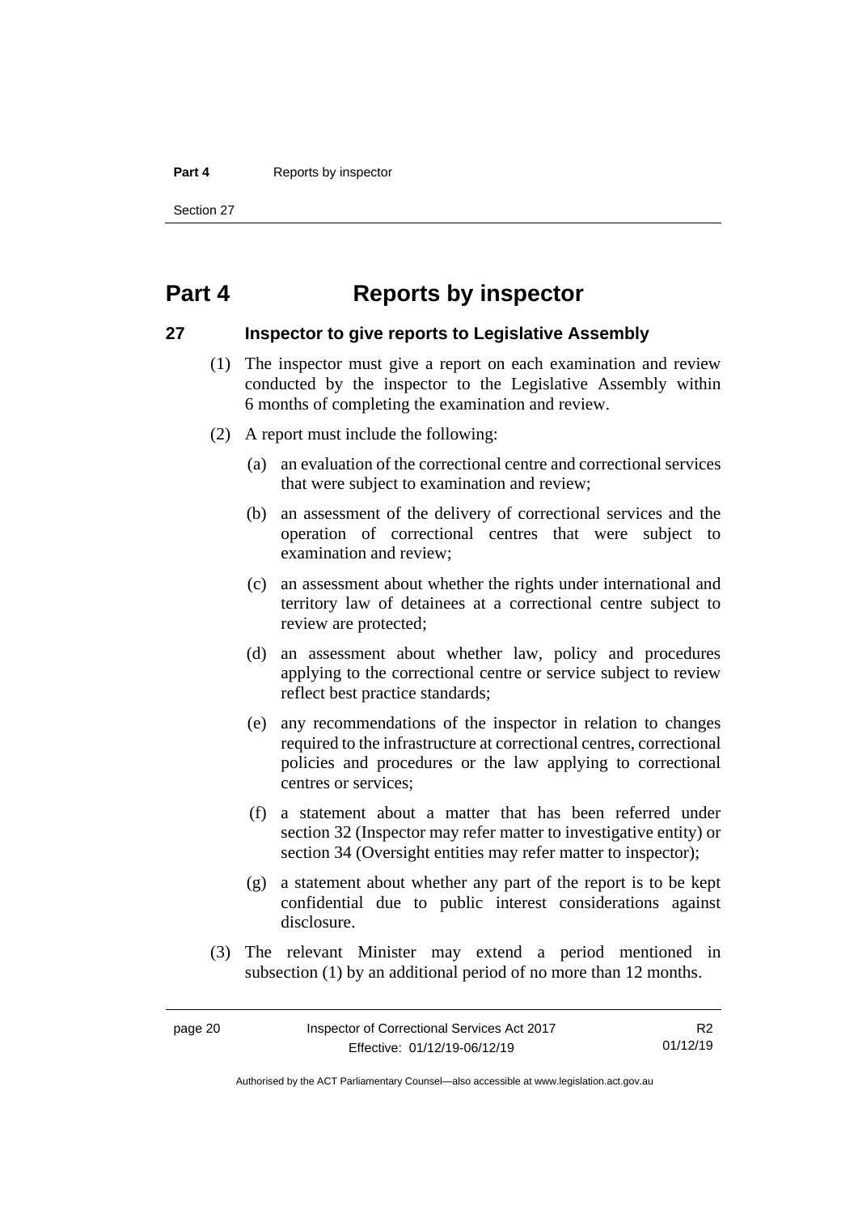# Part 4 Reports by inspector

## 27 Inspector to give reports to Legislative Assembly

(1) The inspector must give a report on each examination and review conducted by the inspector to the Legislative Assembly within 6 months of completing the examination and review.

(2) A report must include the following:

(a) an evaluation of the correctional centre and correctional services that were subject to examination and review;

(b) an assessment of the delivery of correctional services and the operation of correctional centres that were subject to examination and review;

(c) an assessment about whether the rights under international and territory law of detainees at a correctional centre subject to review are protected;

(d) an assessment about whether law, policy and procedures applying to the correctional centre or service subject to review reflect best practice standards;

(e) any recommendations of the inspector in relation to changes required to the infrastructure at correctional centres, correctional policies and procedures or the law applying to correctional centres or services;

(f) a statement about a matter that has been referred under section 32 (Inspector may refer matter to investigative entity) or section 34 (Oversight entities may refer matter to inspector);

(g) a statement about whether any part of the report is to be kept confidential due to public interest considerations against disclosure.

(3) The relevant Minister may extend a period mentioned in subsection (1) by an additional period of no more than 12 months.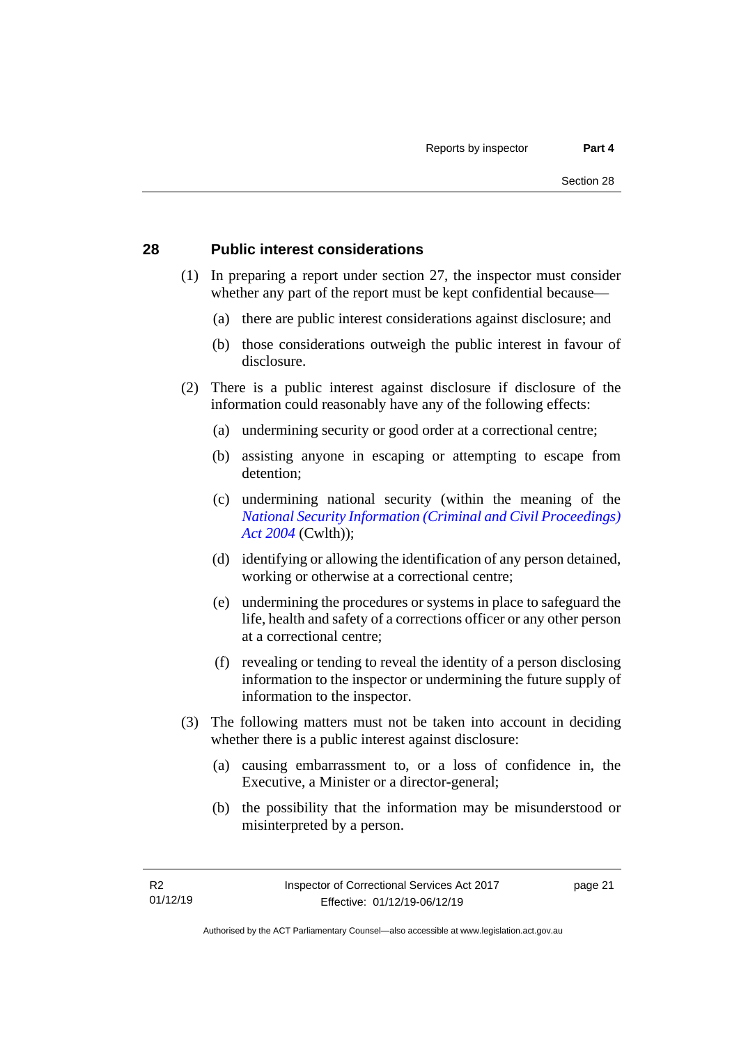## 28 Public interest considerations

(1) In preparing a report under section 27, the inspector must consider whether any part of the report must be kept confidential because—

(a) there are public interest considerations against disclosure; and

(b) those considerations outweigh the public interest in favour of disclosure.

(2) There is a public interest against disclosure if disclosure of the information could reasonably have any of the following effects:

(a) undermining security or good order at a correctional centre;

(b) assisting anyone in escaping or attempting to escape from detention;

(c) undermining national security (within the meaning of the *National Security Information (Criminal and Civil Proceedings) Act 2004* (Cwlth));

(d) identifying or allowing the identification of any person detained, working or otherwise at a correctional centre;

(e) undermining the procedures or systems in place to safeguard the life, health and safety of a corrections officer or any other person at a correctional centre;

(f) revealing or tending to reveal the identity of a person disclosing information to the inspector or undermining the future supply of information to the inspector.

(3) The following matters must not be taken into account in deciding whether there is a public interest against disclosure:

(a) causing embarrassment to, or a loss of confidence in, the Executive, a Minister or a director-general;

(b) the possibility that the information may be misunderstood or misinterpreted by a person.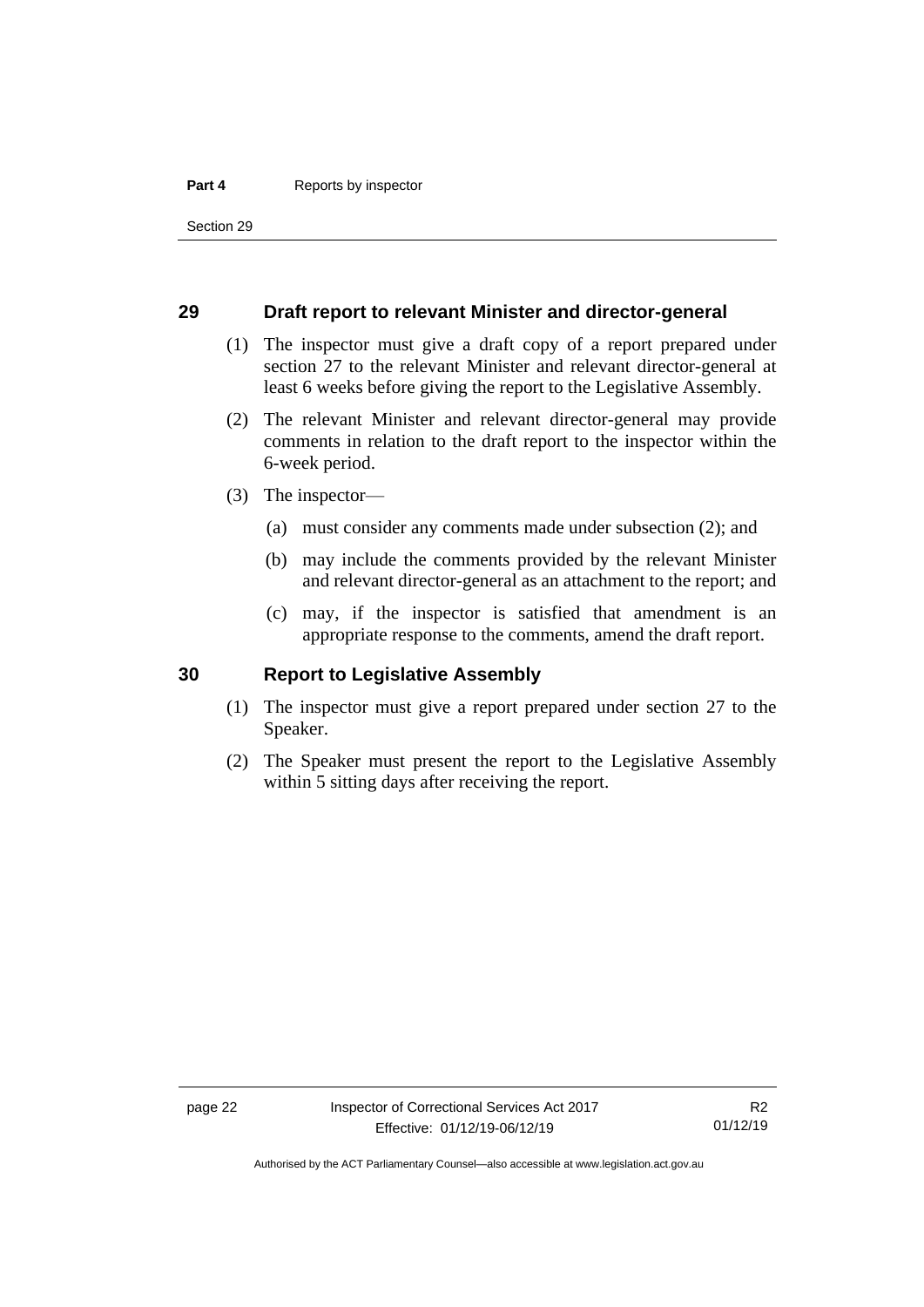## 29 Draft report to relevant Minister and director-general

(1) The inspector must give a draft copy of a report prepared under section 27 to the relevant Minister and relevant director-general at least 6 weeks before giving the report to the Legislative Assembly.

(2) The relevant Minister and relevant director-general may provide comments in relation to the draft report to the inspector within the 6-week period.

(3) The inspector—

(a) must consider any comments made under subsection (2); and

(b) may include the comments provided by the relevant Minister and relevant director-general as an attachment to the report; and

(c) may, if the inspector is satisfied that amendment is an appropriate response to the comments, amend the draft report.

## 30 Report to Legislative Assembly

(1) The inspector must give a report prepared under section 27 to the Speaker.

(2) The Speaker must present the report to the Legislative Assembly within 5 sitting days after receiving the report.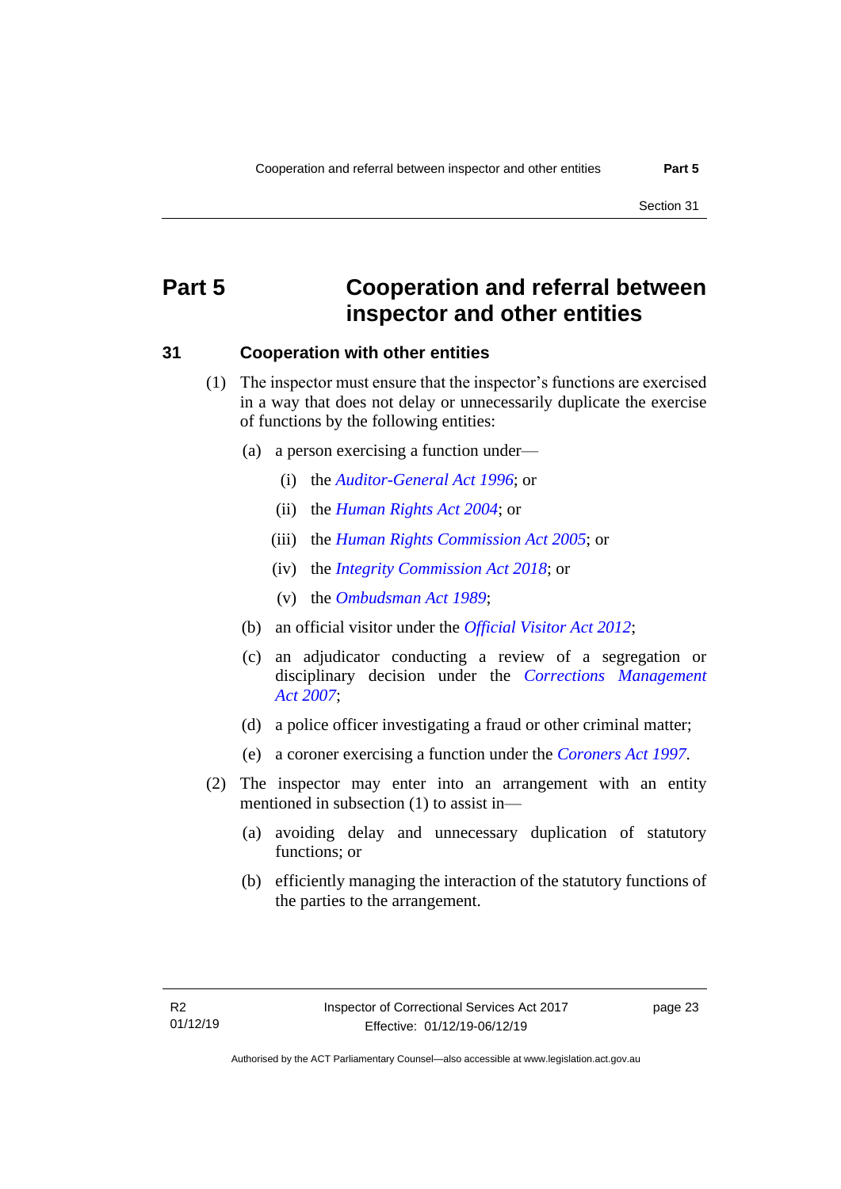# Part 5 Cooperation and referral between inspector and other entities

## 31 Cooperation with other entities

(1) The inspector must ensure that the inspector's functions are exercised in a way that does not delay or unnecessarily duplicate the exercise of functions by the following entities:

(a) a person exercising a function under—

(i) the *Auditor-General Act 1996*; or

(ii) the *Human Rights Act 2004*; or

(iii) the *Human Rights Commission Act 2005*; or

(iv) the *Integrity Commission Act 2018*; or

(v) the *Ombudsman Act 1989*;

(b) an official visitor under the *Official Visitor Act 2012*;

(c) an adjudicator conducting a review of a segregation or disciplinary decision under the *Corrections Management Act 2007*;

(d) a police officer investigating a fraud or other criminal matter;

(e) a coroner exercising a function under the *Coroners Act 1997*.

(2) The inspector may enter into an arrangement with an entity mentioned in subsection (1) to assist in—

(a) avoiding delay and unnecessary duplication of statutory functions; or

(b) efficiently managing the interaction of the statutory functions of the parties to the arrangement.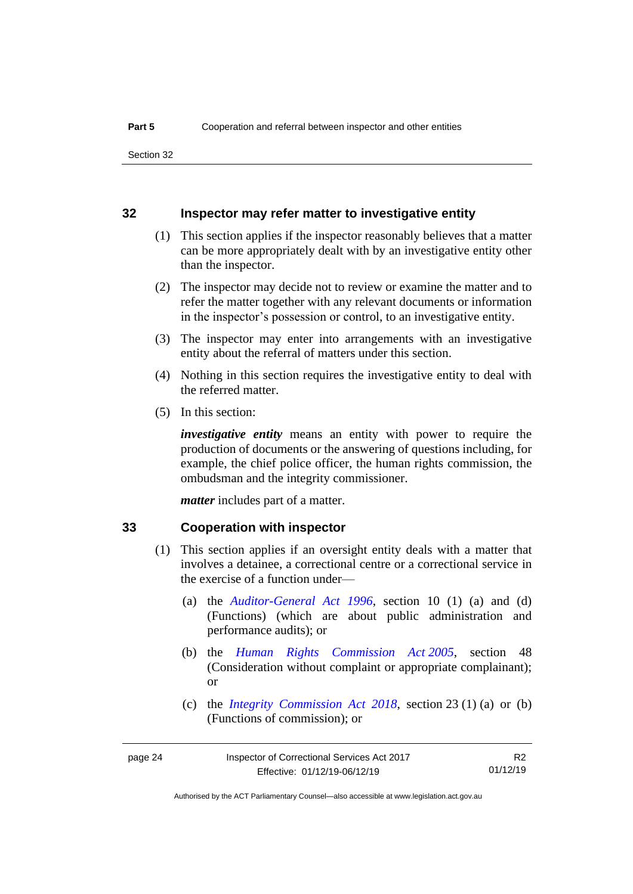## 32 Inspector may refer matter to investigative entity

(1) This section applies if the inspector reasonably believes that a matter can be more appropriately dealt with by an investigative entity other than the inspector.

(2) The inspector may decide not to review or examine the matter and to refer the matter together with any relevant documents or information in the inspector's possession or control, to an investigative entity.

(3) The inspector may enter into arrangements with an investigative entity about the referral of matters under this section.

(4) Nothing in this section requires the investigative entity to deal with the referred matter.

(5) In this section:

***investigative entity*** means an entity with power to require the production of documents or the answering of questions including, for example, the chief police officer, the human rights commission, the ombudsman and the integrity commissioner.

***matter*** includes part of a matter.

## 33 Cooperation with inspector

(1) This section applies if an oversight entity deals with a matter that involves a detainee, a correctional centre or a correctional service in the exercise of a function under—

(a) the *Auditor-General Act 1996*, section 10 (1) (a) and (d) (Functions) (which are about public administration and performance audits); or

(b) the *Human Rights Commission Act 2005*, section 48 (Consideration without complaint or appropriate complainant); or

(c) the *Integrity Commission Act 2018*, section 23 (1) (a) or (b) (Functions of commission); or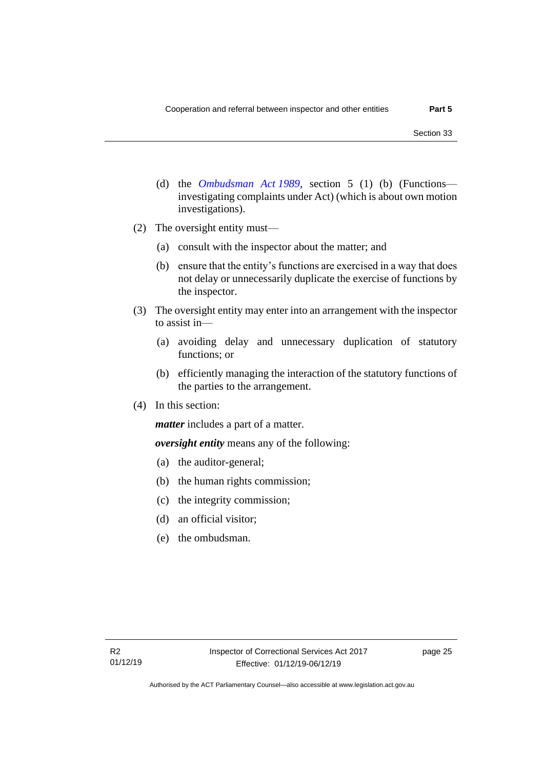(d) the *Ombudsman Act 1989*, section 5 (1) (b) (Functions—investigating complaints under Act) (which is about own motion investigations).

(2) The oversight entity must—

(a) consult with the inspector about the matter; and

(b) ensure that the entity's functions are exercised in a way that does not delay or unnecessarily duplicate the exercise of functions by the inspector.

(3) The oversight entity may enter into an arrangement with the inspector to assist in—

(a) avoiding delay and unnecessary duplication of statutory functions; or

(b) efficiently managing the interaction of the statutory functions of the parties to the arrangement.

(4) In this section:

***matter*** includes a part of a matter.

***oversight entity*** means any of the following:

(a) the auditor-general;

(b) the human rights commission;

(c) the integrity commission;

(d) an official visitor;

(e) the ombudsman.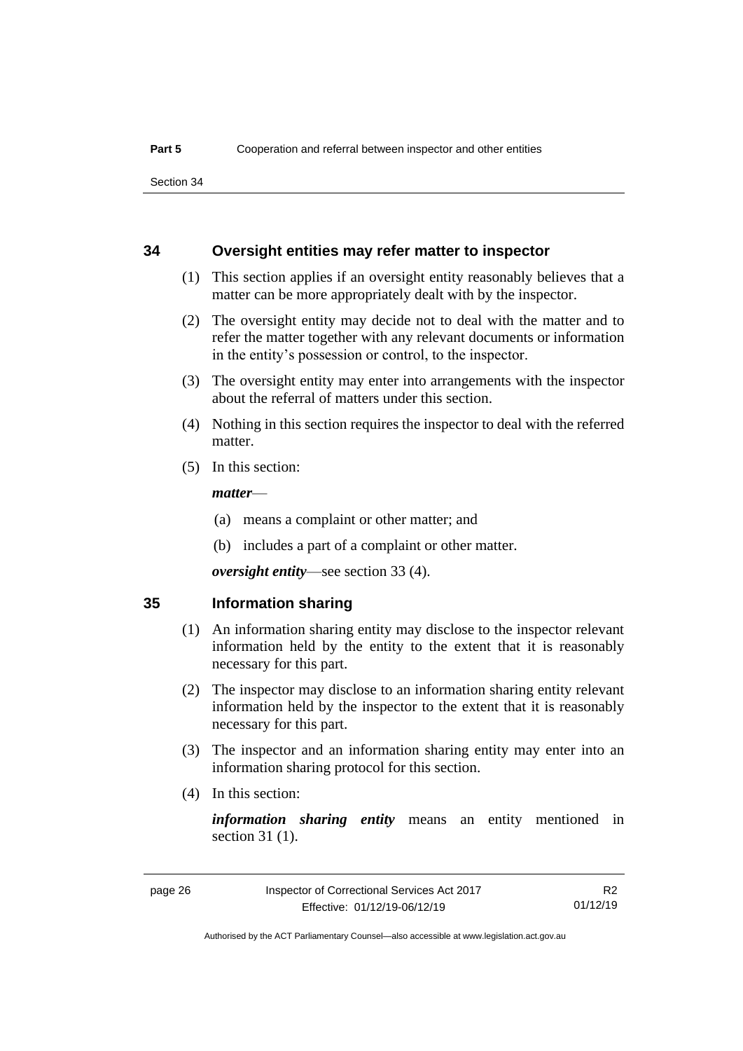## 34 Oversight entities may refer matter to inspector

(1) This section applies if an oversight entity reasonably believes that a matter can be more appropriately dealt with by the inspector.

(2) The oversight entity may decide not to deal with the matter and to refer the matter together with any relevant documents or information in the entity's possession or control, to the inspector.

(3) The oversight entity may enter into arrangements with the inspector about the referral of matters under this section.

(4) Nothing in this section requires the inspector to deal with the referred matter.

(5) In this section:

***matter***—

(a) means a complaint or other matter; and

(b) includes a part of a complaint or other matter.

***oversight entity***—see section 33 (4).

## 35 Information sharing

(1) An information sharing entity may disclose to the inspector relevant information held by the entity to the extent that it is reasonably necessary for this part.

(2) The inspector may disclose to an information sharing entity relevant information held by the inspector to the extent that it is reasonably necessary for this part.

(3) The inspector and an information sharing entity may enter into an information sharing protocol for this section.

(4) In this section:

***information sharing entity*** means an entity mentioned in section 31 (1).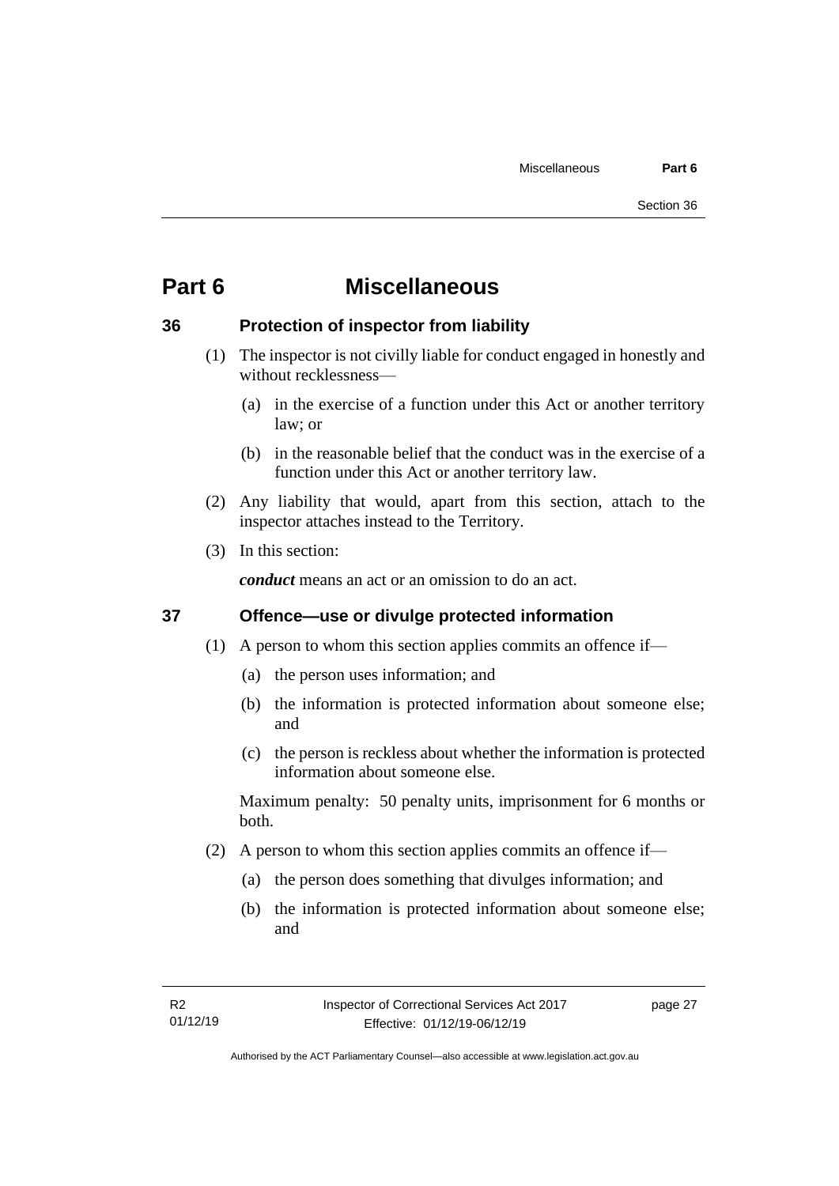# Part 6 Miscellaneous

## 36 Protection of inspector from liability

(1) The inspector is not civilly liable for conduct engaged in honestly and without recklessness—

(a) in the exercise of a function under this Act or another territory law; or

(b) in the reasonable belief that the conduct was in the exercise of a function under this Act or another territory law.

(2) Any liability that would, apart from this section, attach to the inspector attaches instead to the Territory.

(3) In this section:

***conduct*** means an act or an omission to do an act.

## 37 Offence—use or divulge protected information

(1) A person to whom this section applies commits an offence if—

(a) the person uses information; and

(b) the information is protected information about someone else; and

(c) the person is reckless about whether the information is protected information about someone else.

Maximum penalty: 50 penalty units, imprisonment for 6 months or both.

(2) A person to whom this section applies commits an offence if—

(a) the person does something that divulges information; and

(b) the information is protected information about someone else; and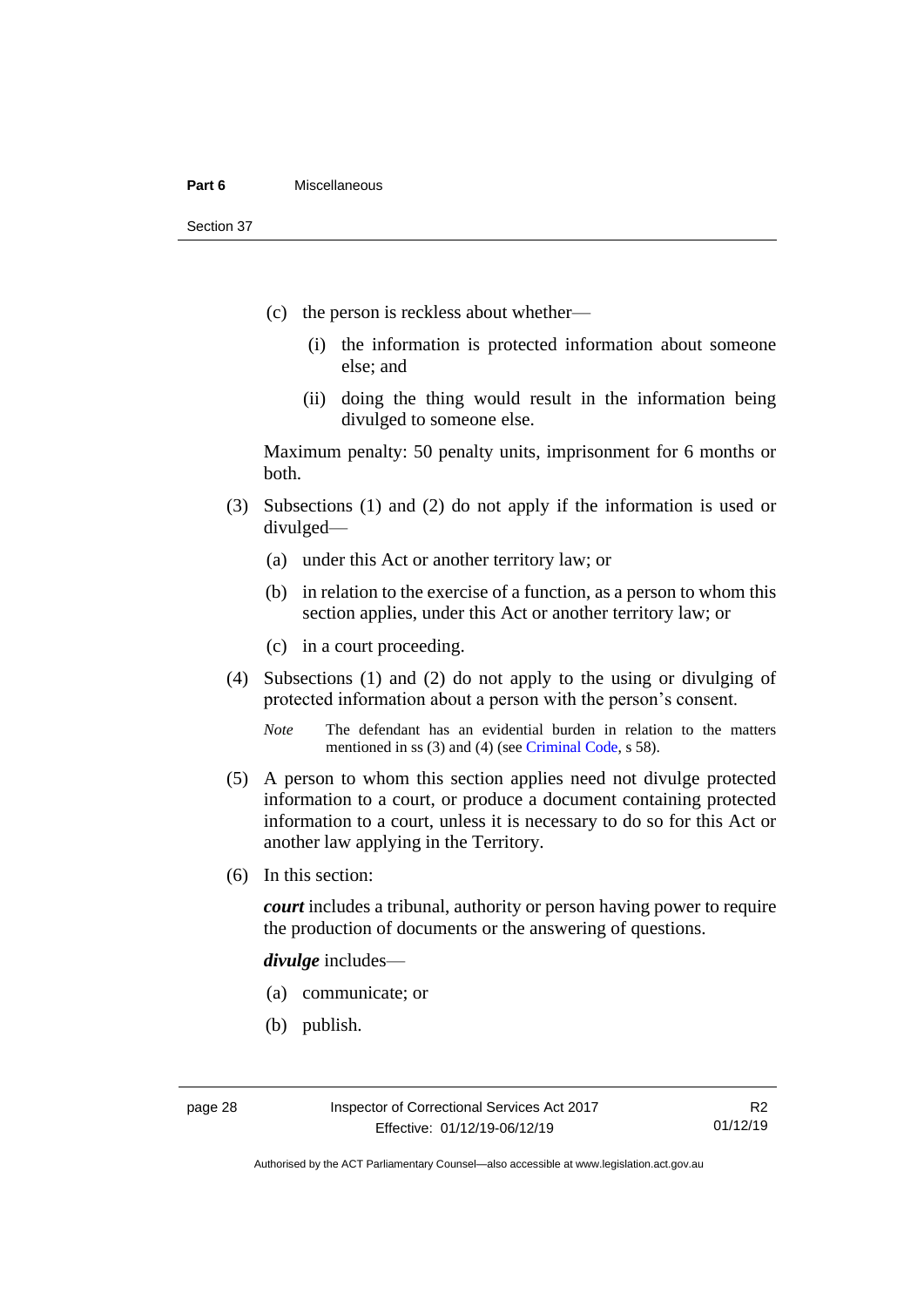(c) the person is reckless about whether—

(i) the information is protected information about someone else; and

(ii) doing the thing would result in the information being divulged to someone else.

Maximum penalty: 50 penalty units, imprisonment for 6 months or both.

(3) Subsections (1) and (2) do not apply if the information is used or divulged—

(a) under this Act or another territory law; or

(b) in relation to the exercise of a function, as a person to whom this section applies, under this Act or another territory law; or

(c) in a court proceeding.

(4) Subsections (1) and (2) do not apply to the using or divulging of protected information about a person with the person's consent.

*Note* The defendant has an evidential burden in relation to the matters mentioned in ss (3) and (4) (see Criminal Code, s 58).

(5) A person to whom this section applies need not divulge protected information to a court, or produce a document containing protected information to a court, unless it is necessary to do so for this Act or another law applying in the Territory.

(6) In this section:

***court*** includes a tribunal, authority or person having power to require the production of documents or the answering of questions.

***divulge*** includes—

(a) communicate; or

(b) publish.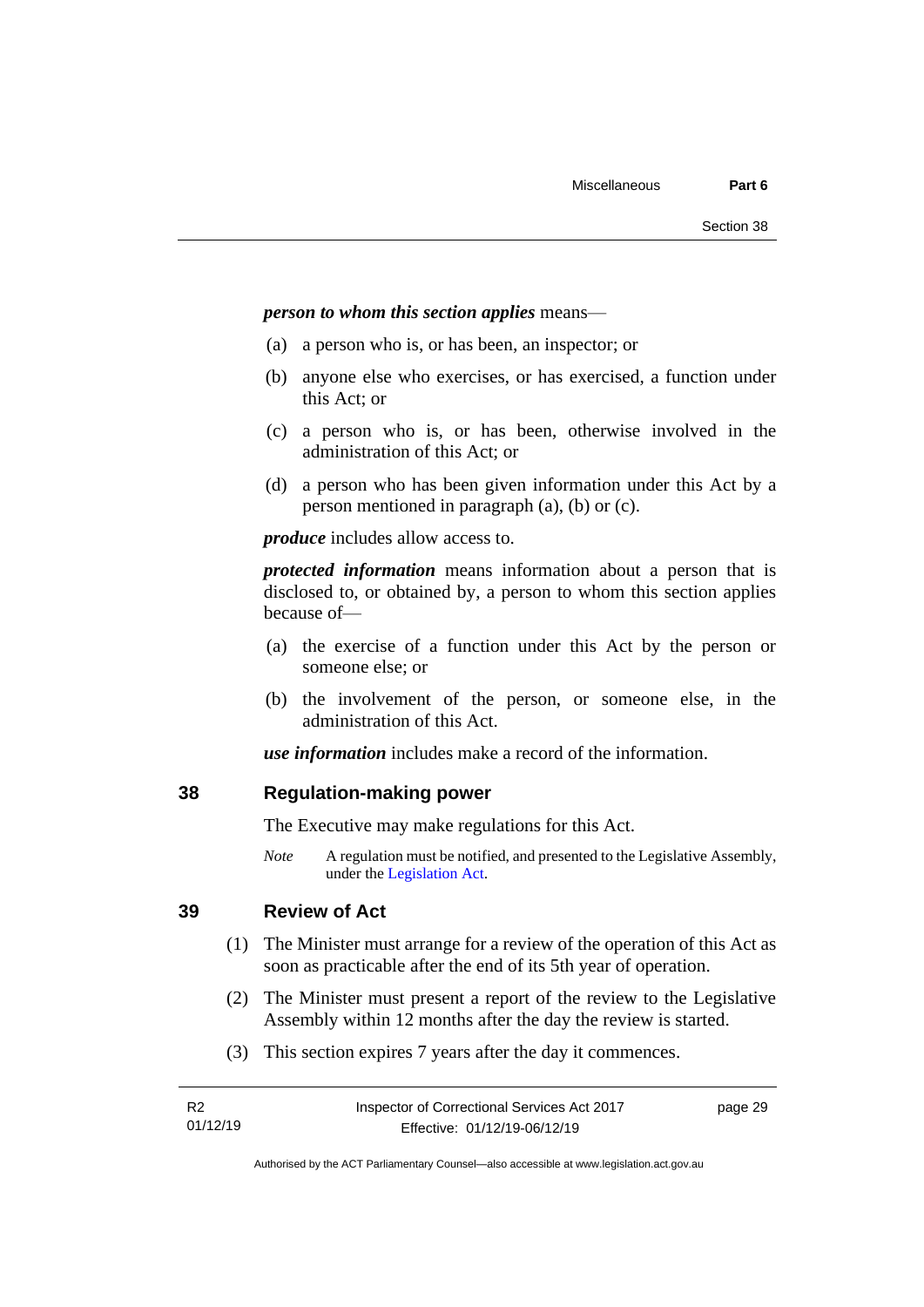***person to whom this section applies*** means—

(a) a person who is, or has been, an inspector; or

(b) anyone else who exercises, or has exercised, a function under this Act; or

(c) a person who is, or has been, otherwise involved in the administration of this Act; or

(d) a person who has been given information under this Act by a person mentioned in paragraph (a), (b) or (c).

***produce*** includes allow access to.

***protected information*** means information about a person that is disclosed to, or obtained by, a person to whom this section applies because of—

(a) the exercise of a function under this Act by the person or someone else; or

(b) the involvement of the person, or someone else, in the administration of this Act.

***use information*** includes make a record of the information.

## 38 Regulation-making power

The Executive may make regulations for this Act.

*Note* A regulation must be notified, and presented to the Legislative Assembly, under the Legislation Act.

## 39 Review of Act

(1) The Minister must arrange for a review of the operation of this Act as soon as practicable after the end of its 5th year of operation.

(2) The Minister must present a report of the review to the Legislative Assembly within 12 months after the day the review is started.

(3) This section expires 7 years after the day it commences.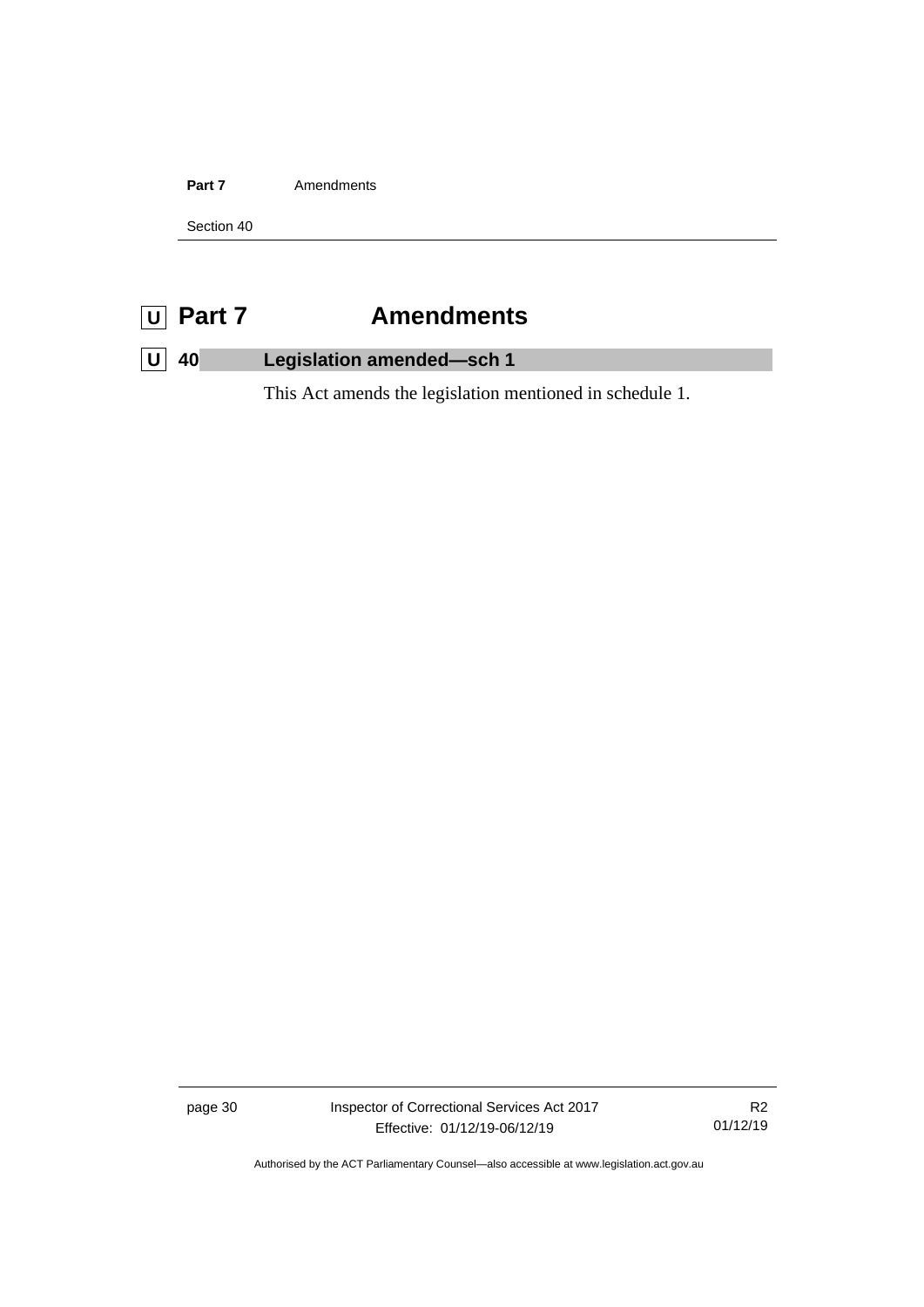# U Part 7 Amendments

## U 40 Legislation amended—sch 1

This Act amends the legislation mentioned in schedule 1.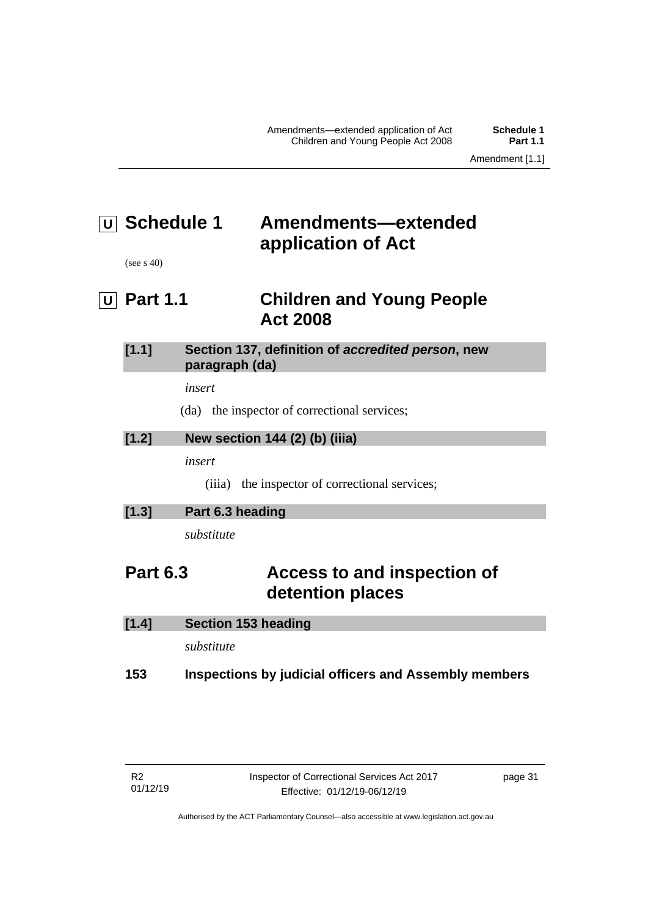# Schedule 1 Amendments—extended application of Act

(see s 40)

## Part 1.1 Children and Young People Act 2008

### [1.1] Section 137, definition of *accredited person*, new paragraph (da)

*insert*

(da) the inspector of correctional services;

### [1.2] New section 144 (2) (b) (iiia)

*insert*

(iiia) the inspector of correctional services;

### [1.3] Part 6.3 heading

*substitute*

## Part 6.3 Access to and inspection of detention places

### [1.4] Section 153 heading

*substitute*

**153 Inspections by judicial officers and Assembly members**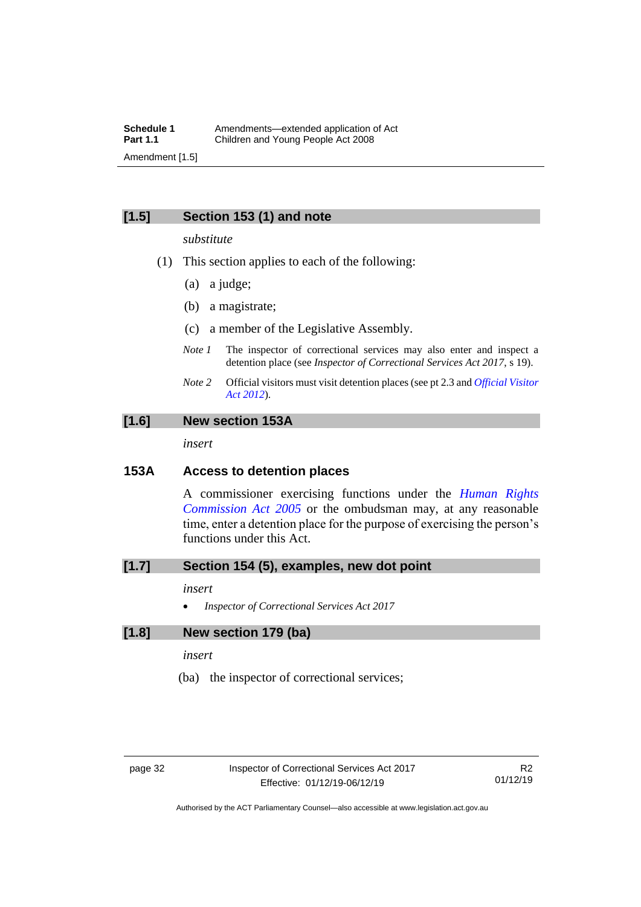### [1.5] Section 153 (1) and note

*substitute*

(1) This section applies to each of the following:

(a) a judge;

(b) a magistrate;

(c) a member of the Legislative Assembly.

*Note 1* The inspector of correctional services may also enter and inspect a detention place (see *Inspector of Correctional Services Act 2017*, s 19).

*Note 2* Official visitors must visit detention places (see pt 2.3 and *Official Visitor Act 2012*).

### [1.6] New section 153A

*insert*

#### 153A Access to detention places

A commissioner exercising functions under the *Human Rights Commission Act 2005* or the ombudsman may, at any reasonable time, enter a detention place for the purpose of exercising the person's functions under this Act.

### [1.7] Section 154 (5), examples, new dot point

*insert*

- *Inspector of Correctional Services Act 2017*

### [1.8] New section 179 (ba)

*insert*

(ba) the inspector of correctional services;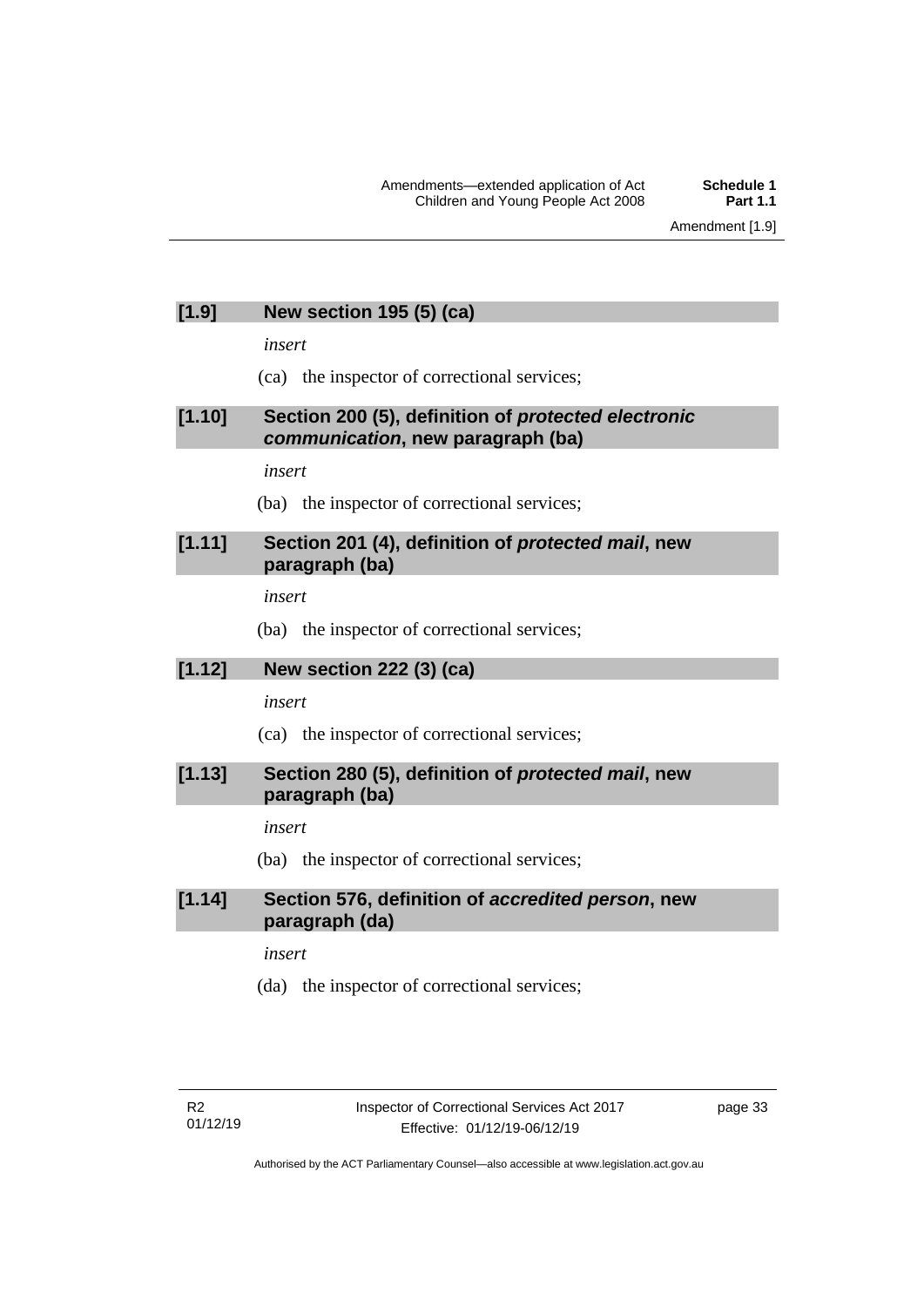### [1.9] New section 195 (5) (ca)

*insert*

(ca) the inspector of correctional services;

### [1.10] Section 200 (5), definition of ***protected electronic communication***, new paragraph (ba)

*insert*

(ba) the inspector of correctional services;

### [1.11] Section 201 (4), definition of ***protected mail***, new paragraph (ba)

*insert*

(ba) the inspector of correctional services;

### [1.12] New section 222 (3) (ca)

*insert*

(ca) the inspector of correctional services;

### [1.13] Section 280 (5), definition of ***protected mail***, new paragraph (ba)

*insert*

(ba) the inspector of correctional services;

### [1.14] Section 576, definition of ***accredited person***, new paragraph (da)

*insert*

(da) the inspector of correctional services;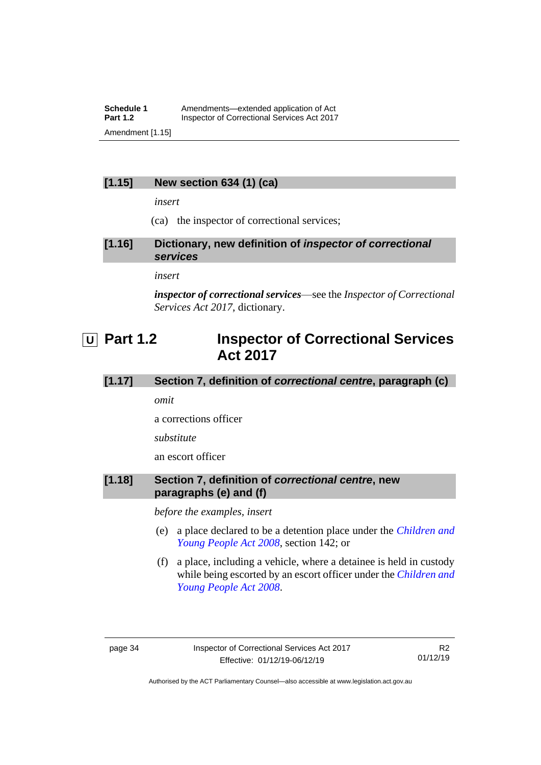### [1.15] New section 634 (1) (ca)

*insert*

(ca) the inspector of correctional services;

### [1.16] Dictionary, new definition of *inspector of correctional services*

*insert*

***inspector of correctional services***—see the *Inspector of Correctional Services Act 2017*, dictionary.

## U Part 1.2 Inspector of Correctional Services Act 2017

### [1.17] Section 7, definition of *correctional centre*, paragraph (c)

*omit*

a corrections officer

*substitute*

an escort officer

### [1.18] Section 7, definition of *correctional centre*, new paragraphs (e) and (f)

*before the examples, insert*

(e) a place declared to be a detention place under the *Children and Young People Act 2008*, section 142; or

(f) a place, including a vehicle, where a detainee is held in custody while being escorted by an escort officer under the *Children and Young People Act 2008*.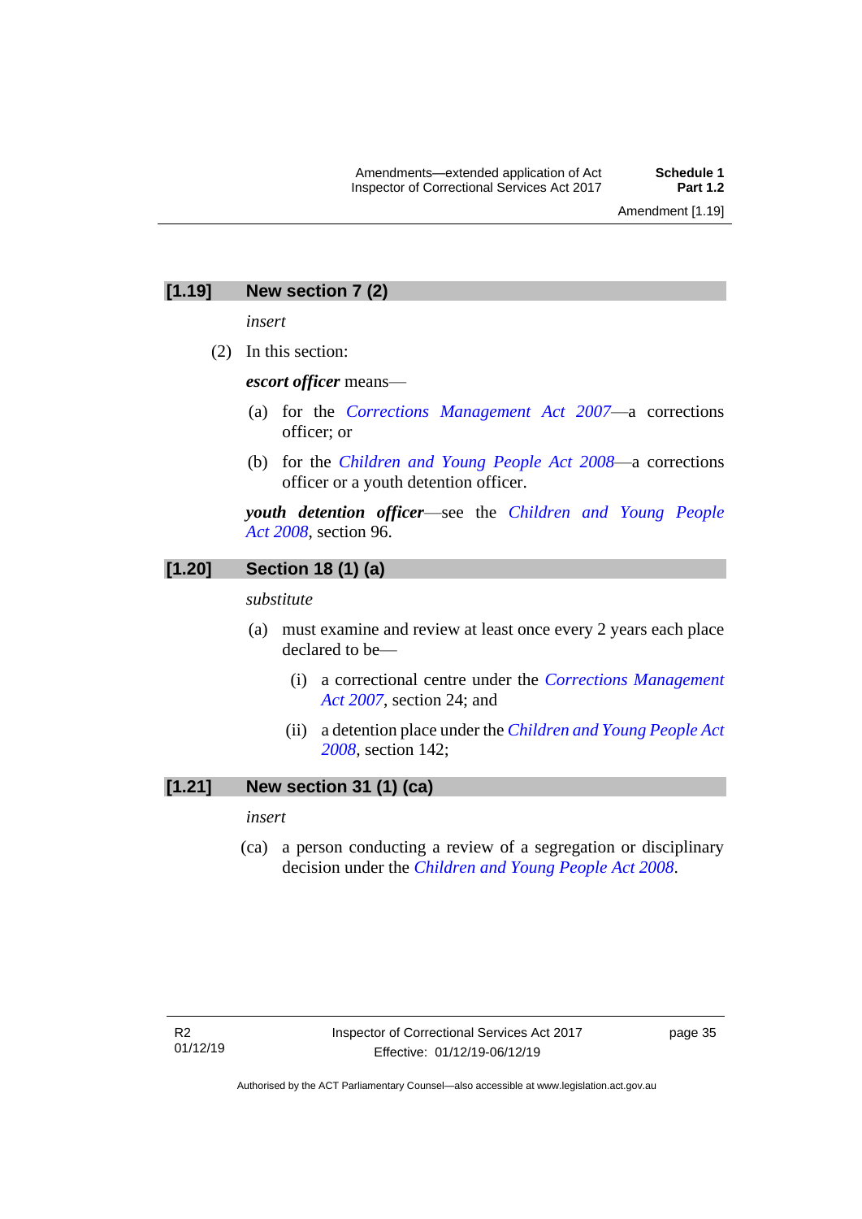### [1.19] New section 7 (2)

*insert*

(2) In this section:

***escort officer*** means—

(a) for the *Corrections Management Act 2007*—a corrections officer; or

(b) for the *Children and Young People Act 2008*—a corrections officer or a youth detention officer.

***youth detention officer***—see the *Children and Young People Act 2008*, section 96.

### [1.20] Section 18 (1) (a)

*substitute*

(a) must examine and review at least once every 2 years each place declared to be—

(i) a correctional centre under the *Corrections Management Act 2007*, section 24; and

(ii) a detention place under the *Children and Young People Act 2008*, section 142;

### [1.21] New section 31 (1) (ca)

*insert*

(ca) a person conducting a review of a segregation or disciplinary decision under the *Children and Young People Act 2008*.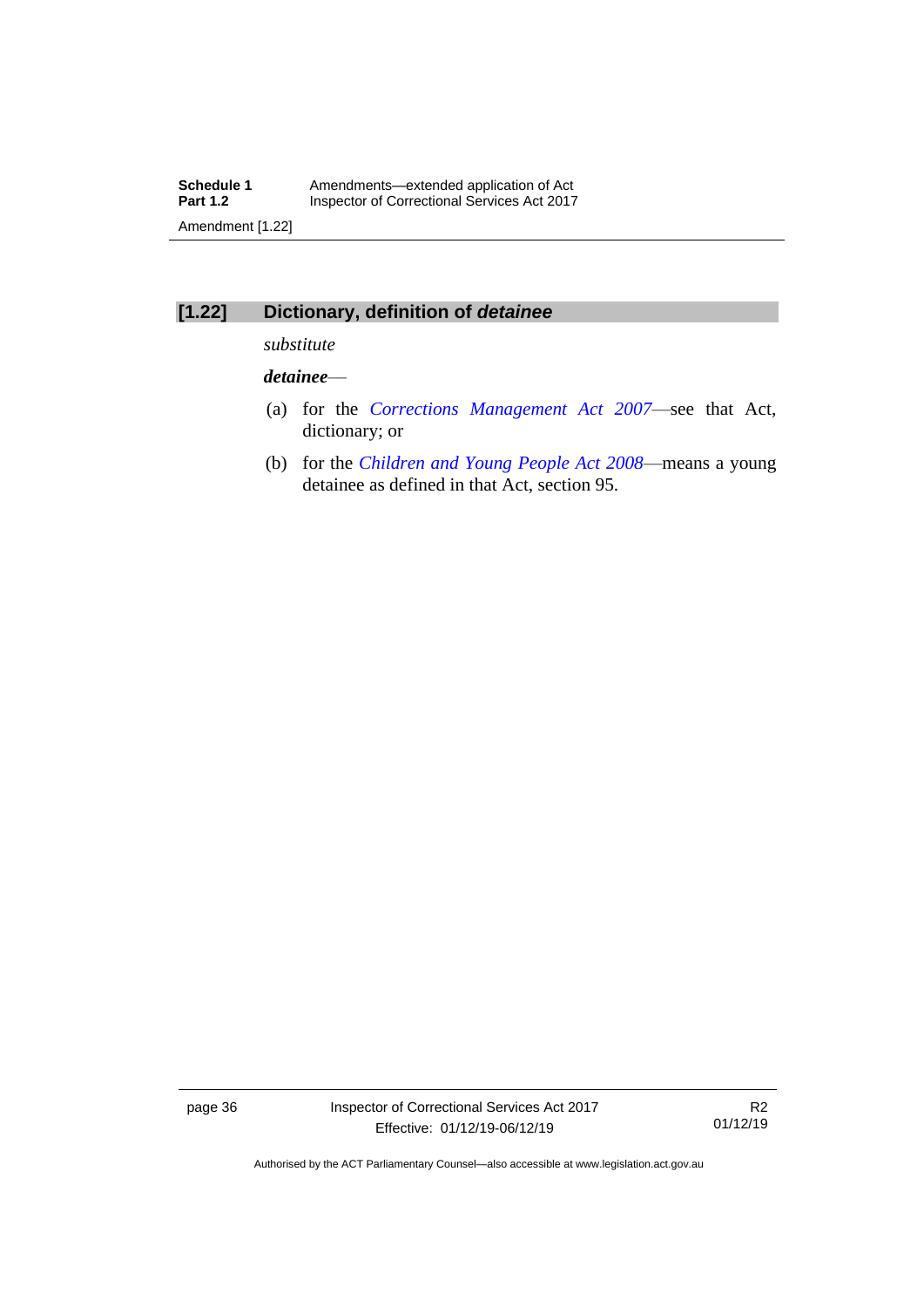### [1.22] Dictionary, definition of *detainee*

*substitute*

***detainee***—

(a) for the *Corrections Management Act 2007*—see that Act, dictionary; or

(b) for the *Children and Young People Act 2008*—means a young detainee as defined in that Act, section 95.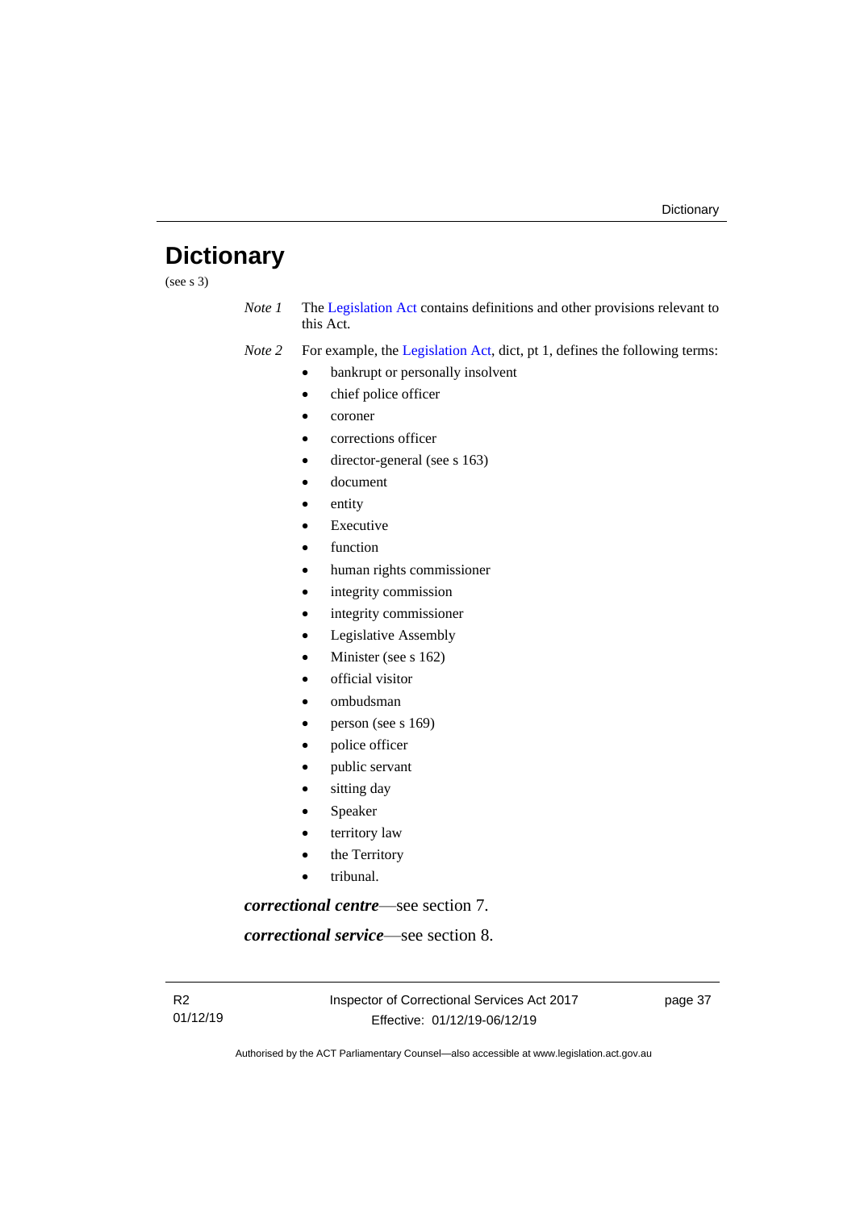# Dictionary

(see s 3)

*Note 1* The Legislation Act contains definitions and other provisions relevant to this Act.

*Note 2* For example, the Legislation Act, dict, pt 1, defines the following terms:

- bankrupt or personally insolvent
- chief police officer
- coroner
- corrections officer
- director-general (see s 163)
- document
- entity
- Executive
- function
- human rights commissioner
- integrity commission
- integrity commissioner
- Legislative Assembly
- Minister (see s 162)
- official visitor
- ombudsman
- person (see s 169)
- police officer
- public servant
- sitting day
- Speaker
- territory law
- the Territory
- tribunal.

***correctional centre***—see section 7.

***correctional service***—see section 8.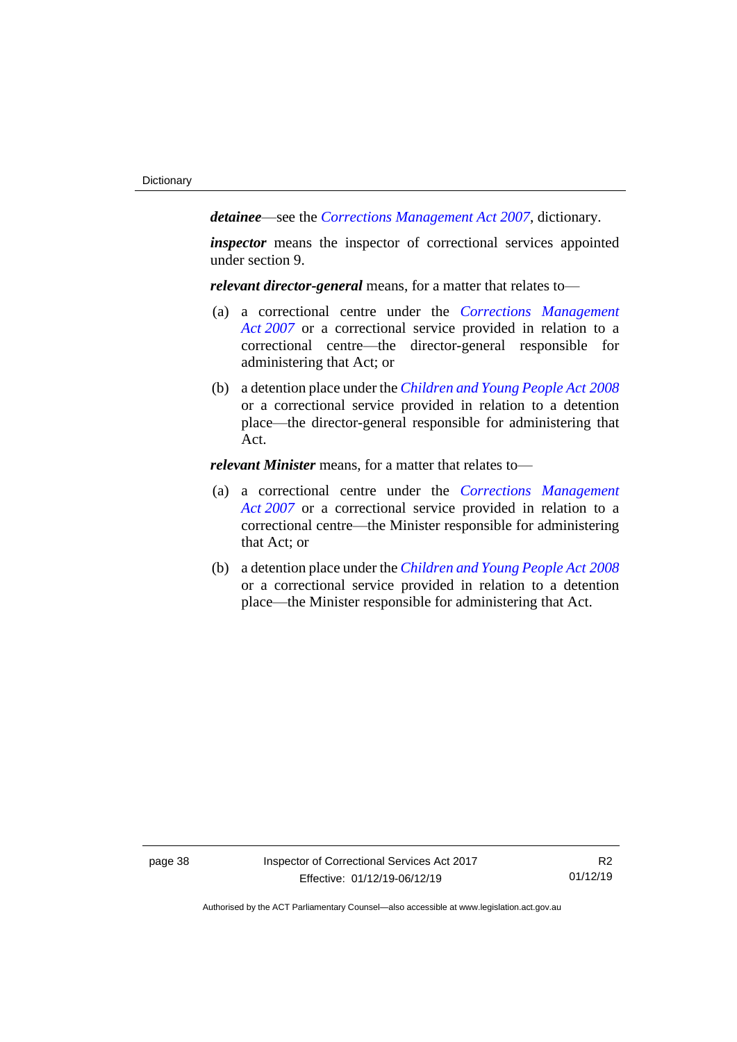***detainee***—see the *Corrections Management Act 2007*, dictionary.

***inspector*** means the inspector of correctional services appointed under section 9.

***relevant director-general*** means, for a matter that relates to—

(a) a correctional centre under the *Corrections Management Act 2007* or a correctional service provided in relation to a correctional centre—the director-general responsible for administering that Act; or

(b) a detention place under the *Children and Young People Act 2008* or a correctional service provided in relation to a detention place—the director-general responsible for administering that Act.

***relevant Minister*** means, for a matter that relates to—

(a) a correctional centre under the *Corrections Management Act 2007* or a correctional service provided in relation to a correctional centre—the Minister responsible for administering that Act; or

(b) a detention place under the *Children and Young People Act 2008* or a correctional service provided in relation to a detention place—the Minister responsible for administering that Act.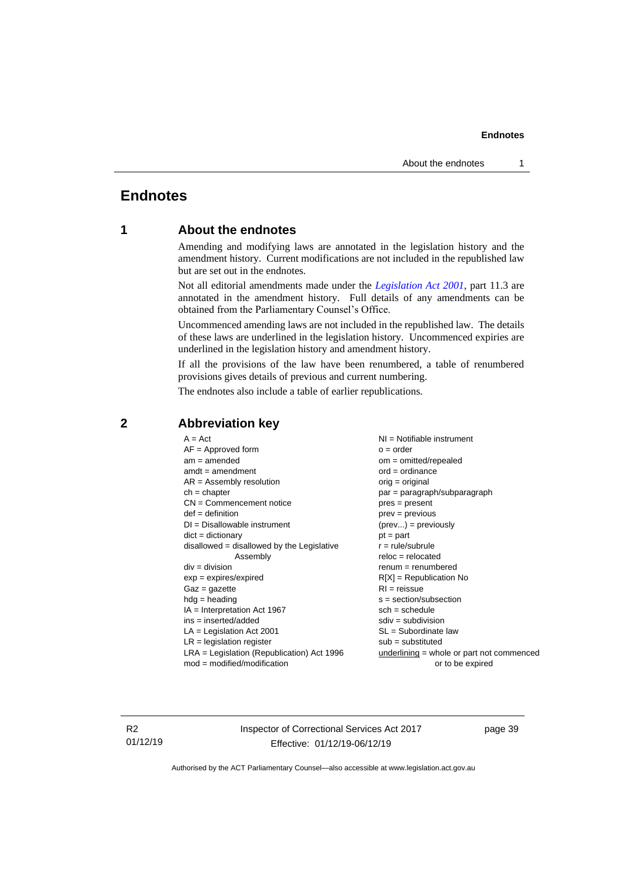# Endnotes

## 1 About the endnotes

Amending and modifying laws are annotated in the legislation history and the amendment history. Current modifications are not included in the republished law but are set out in the endnotes.

Not all editorial amendments made under the *Legislation Act 2001*, part 11.3 are annotated in the amendment history. Full details of any amendments can be obtained from the Parliamentary Counsel's Office.

Uncommenced amending laws are not included in the republished law. The details of these laws are underlined in the legislation history. Uncommenced expiries are underlined in the legislation history and amendment history.

If all the provisions of the law have been renumbered, a table of renumbered provisions gives details of previous and current numbering.

The endnotes also include a table of earlier republications.

## 2 Abbreviation key

A = Act
AF = Approved form
am = amended
amdt = amendment
AR = Assembly resolution
ch = chapter
CN = Commencement notice
def = definition
DI = Disallowable instrument
dict = dictionary
disallowed = disallowed by the Legislative Assembly
div = division
exp = expires/expired
Gaz = gazette
hdg = heading
IA = Interpretation Act 1967
ins = inserted/added
LA = Legislation Act 2001
LR = legislation register
LRA = Legislation (Republication) Act 1996
mod = modified/modification
NI = Notifiable instrument
o = order
om = omitted/repealed
ord = ordinance
orig = original
par = paragraph/subparagraph
pres = present
prev = previous
(prev...) = previously
pt = part
r = rule/subrule
reloc = relocated
renum = renumbered
R[X] = Republication No
RI = reissue
s = section/subsection
sch = schedule
sdiv = subdivision
SL = Subordinate law
sub = substituted
underlining = whole or part not commenced or to be expired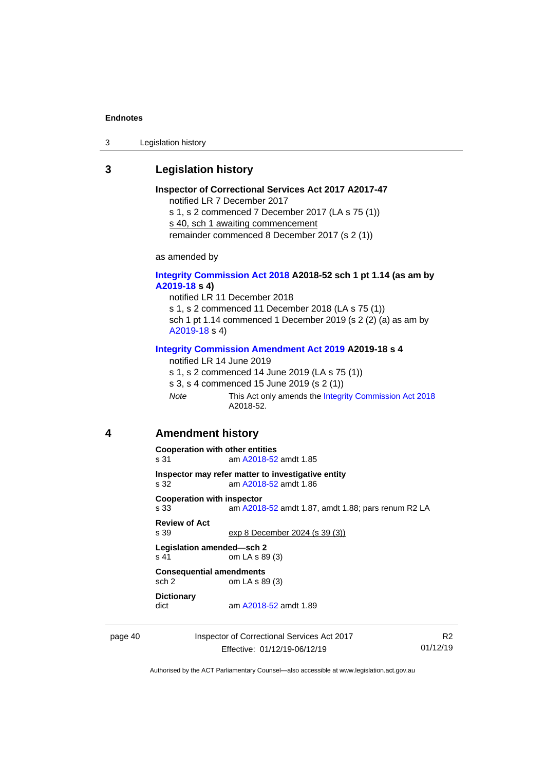## 3 Legislation history

**Inspector of Correctional Services Act 2017 A2017-47**

notified LR 7 December 2017

s 1, s 2 commenced 7 December 2017 (LA s 75 (1))

s 40, sch 1 awaiting commencement

remainder commenced 8 December 2017 (s 2 (1))

as amended by

**Integrity Commission Act 2018 A2018-52 sch 1 pt 1.14 (as am by A2019-18 s 4)**

notified LR 11 December 2018

s 1, s 2 commenced 11 December 2018 (LA s 75 (1))

sch 1 pt 1.14 commenced 1 December 2019 (s 2 (2) (a) as am by A2019-18 s 4)

**Integrity Commission Amendment Act 2019 A2019-18 s 4**

notified LR 14 June 2019

s 1, s 2 commenced 14 June 2019 (LA s 75 (1))

s 3, s 4 commenced 15 June 2019 (s 2 (1))

*Note* This Act only amends the Integrity Commission Act 2018 A2018-52.

## 4 Amendment history

**Cooperation with other entities**

s 31 am A2018-52 amdt 1.85

**Inspector may refer matter to investigative entity**

s 32 am A2018-52 amdt 1.86

**Cooperation with inspector**

s 33 am A2018-52 amdt 1.87, amdt 1.88; pars renum R2 LA

**Review of Act**

s 39 exp 8 December 2024 (s 39 (3))

**Legislation amended—sch 2**

s 41 om LA s 89 (3)

**Consequential amendments**

sch 2 om LA s 89 (3)

**Dictionary**

dict am A2018-52 amdt 1.89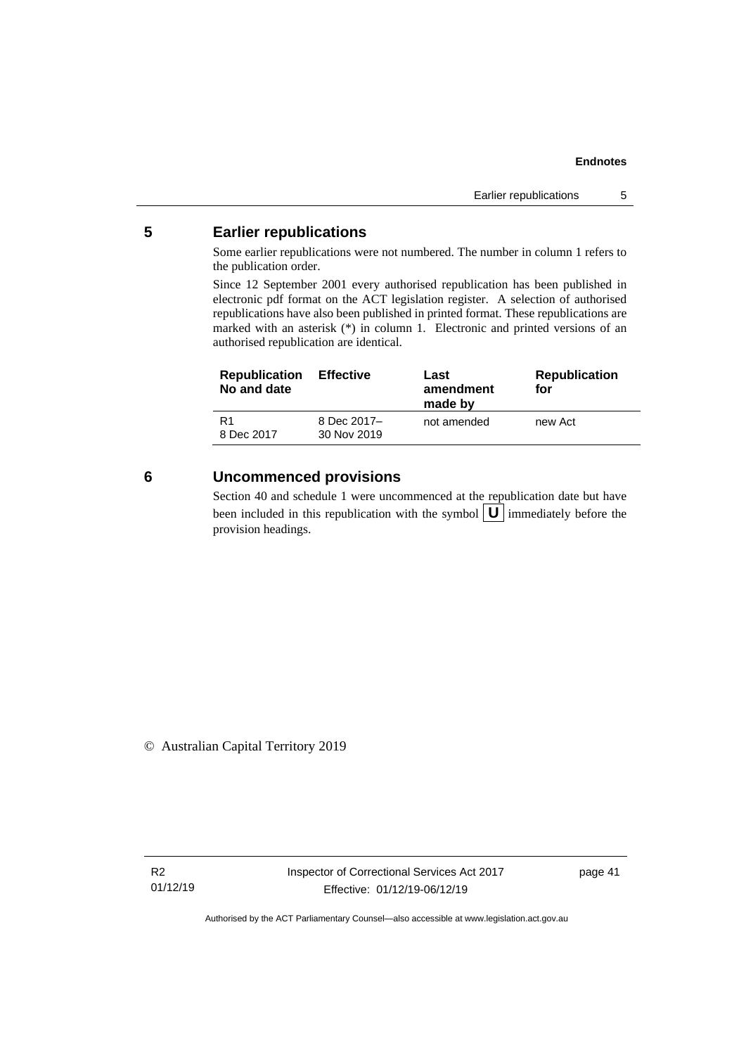## 5 Earlier republications

Some earlier republications were not numbered. The number in column 1 refers to the publication order.

Since 12 September 2001 every authorised republication has been published in electronic pdf format on the ACT legislation register. A selection of authorised republications have also been published in printed format. These republications are marked with an asterisk (*) in column 1. Electronic and printed versions of an authorised republication are identical.

| Republication No and date | Effective | Last amendment made by | Republication for |
|---|---|---|---|
| R1<br>8 Dec 2017 | 8 Dec 2017–<br>30 Nov 2019 | not amended | new Act |

## 6 Uncommenced provisions

Section 40 and schedule 1 were uncommenced at the republication date but have been included in this republication with the symbol **U** immediately before the provision headings.

© Australian Capital Territory 2019